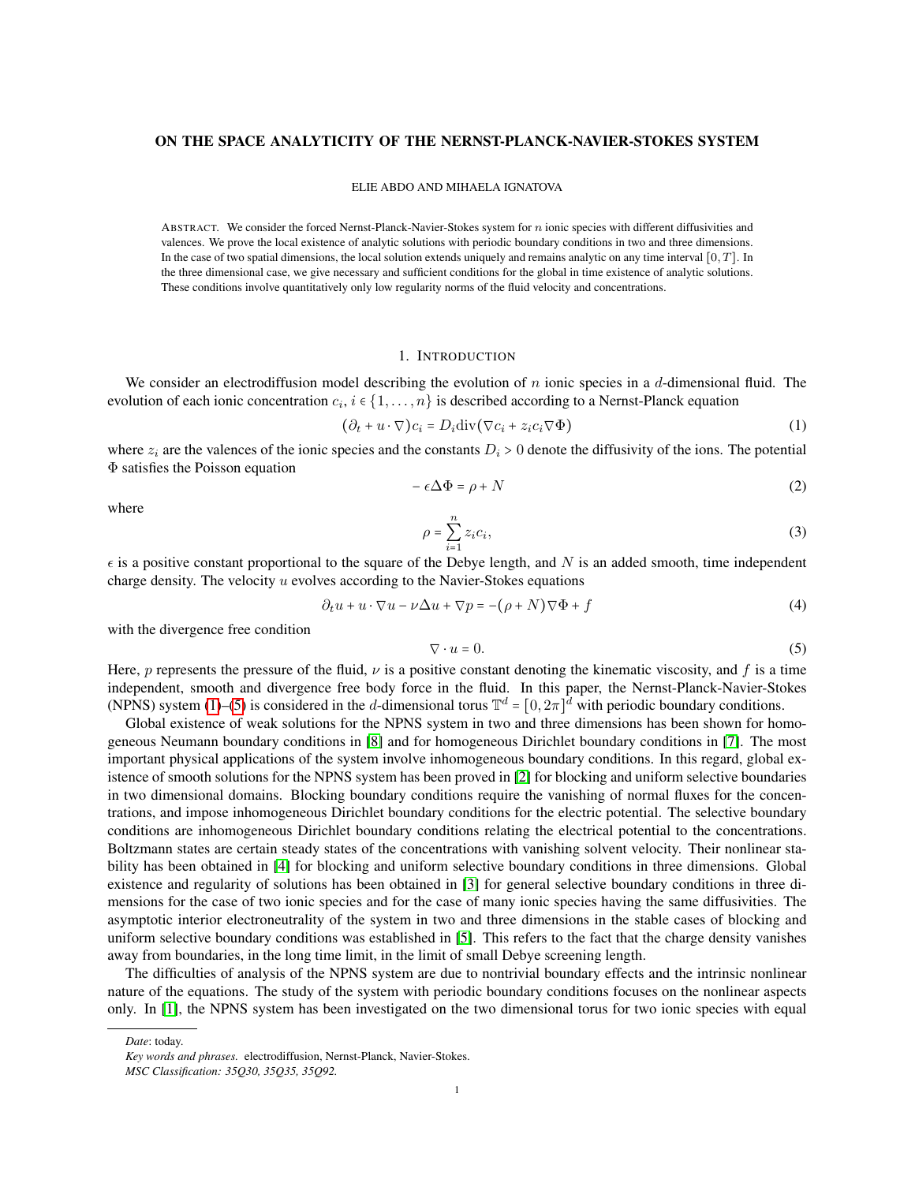# ON THE SPACE ANALYTICITY OF THE NERNST-PLANCK-NAVIER-STOKES SYSTEM

ELIE ABDO AND MIHAELA IGNATOVA

ABSTRACT. We consider the forced Nernst-Planck-Navier-Stokes system for $n$ ionic species with different diffusivities and valences. We prove the local existence of analytic solutions with periodic boundary conditions in two and three dimensions. In the case of two spatial dimensions, the local solution extends uniquely and remains analytic on any time interval $[0,T]$. In the three dimensional case, we give necessary and sufficient conditions for the global in time existence of analytic solutions. These conditions involve quantitatively only low regularity norms of the fluid velocity and concentrations.

## 1. INTRODUCTION

We consider an electrodiffusion model describing the evolution of $n$ ionic species in a $d$-dimensional fluid. The evolution of each ionic concentration $c_i$, $i \in \{1,\dots,n\}$ is described according to a Nernst-Planck equation

$$(\partial_t + u\cdot\nabla)c_i = D_i \mathrm{div}(\nabla c_i + z_i c_i \nabla\Phi) \tag{1}$$

where $z_i$ are the valences of the ionic species and the constants $D_i > 0$ denote the diffusivity of the ions. The potential $\Phi$ satisfies the Poisson equation

$$-\epsilon\Delta\Phi = \rho + N \tag{2}$$

where

$$\rho = \sum_{i=1}^{n} z_i c_i, \tag{3}$$

$\epsilon$ is a positive constant proportional to the square of the Debye length, and $N$ is an added smooth, time independent charge density. The velocity $u$ evolves according to the Navier-Stokes equations

$$\partial_t u + u\cdot\nabla u - \nu\Delta u + \nabla p = -(\rho + N)\nabla\Phi + f \tag{4}$$

with the divergence free condition

$$\nabla\cdot u = 0. \tag{5}$$

Here, $p$ represents the pressure of the fluid, $\nu$ is a positive constant denoting the kinematic viscosity, and $f$ is a time independent, smooth and divergence free body force in the fluid. In this paper, the Nernst-Planck-Navier-Stokes (NPNS) system (1)–(5) is considered in the $d$-dimensional torus $\mathbb{T}^d = [0,2\pi]^d$ with periodic boundary conditions.

Global existence of weak solutions for the NPNS system in two and three dimensions has been shown for homogeneous Neumann boundary conditions in [8] and for homogeneous Dirichlet boundary conditions in [7]. The most important physical applications of the system involve inhomogeneous boundary conditions. In this regard, global existence of smooth solutions for the NPNS system has been proved in [2] for blocking and uniform selective boundaries in two dimensional domains. Blocking boundary conditions require the vanishing of normal fluxes for the concentrations, and impose inhomogeneous Dirichlet boundary conditions for the electric potential. The selective boundary conditions are inhomogeneous Dirichlet boundary conditions relating the electrical potential to the concentrations. Boltzmann states are certain steady states of the concentrations with vanishing solvent velocity. Their nonlinear stability has been obtained in [4] for blocking and uniform selective boundary conditions in three dimensions. Global existence and regularity of solutions has been obtained in [3] for general selective boundary conditions in three dimensions for the case of two ionic species and for the case of many ionic species having the same diffusivities. The asymptotic interior electroneutrality of the system in two and three dimensions in the stable cases of blocking and uniform selective boundary conditions was established in [5]. This refers to the fact that the charge density vanishes away from boundaries, in the long time limit, in the limit of small Debye screening length.

The difficulties of analysis of the NPNS system are due to nontrivial boundary effects and the intrinsic nonlinear nature of the equations. The study of the system with periodic boundary conditions focuses on the nonlinear aspects only. In [1], the NPNS system has been investigated on the two dimensional torus for two ionic species with equal

---

*Date*: today.

*Key words and phrases.* electrodiffusion, Nernst-Planck, Navier-Stokes.

*MSC Classification: 35Q30, 35Q35, 35Q92.*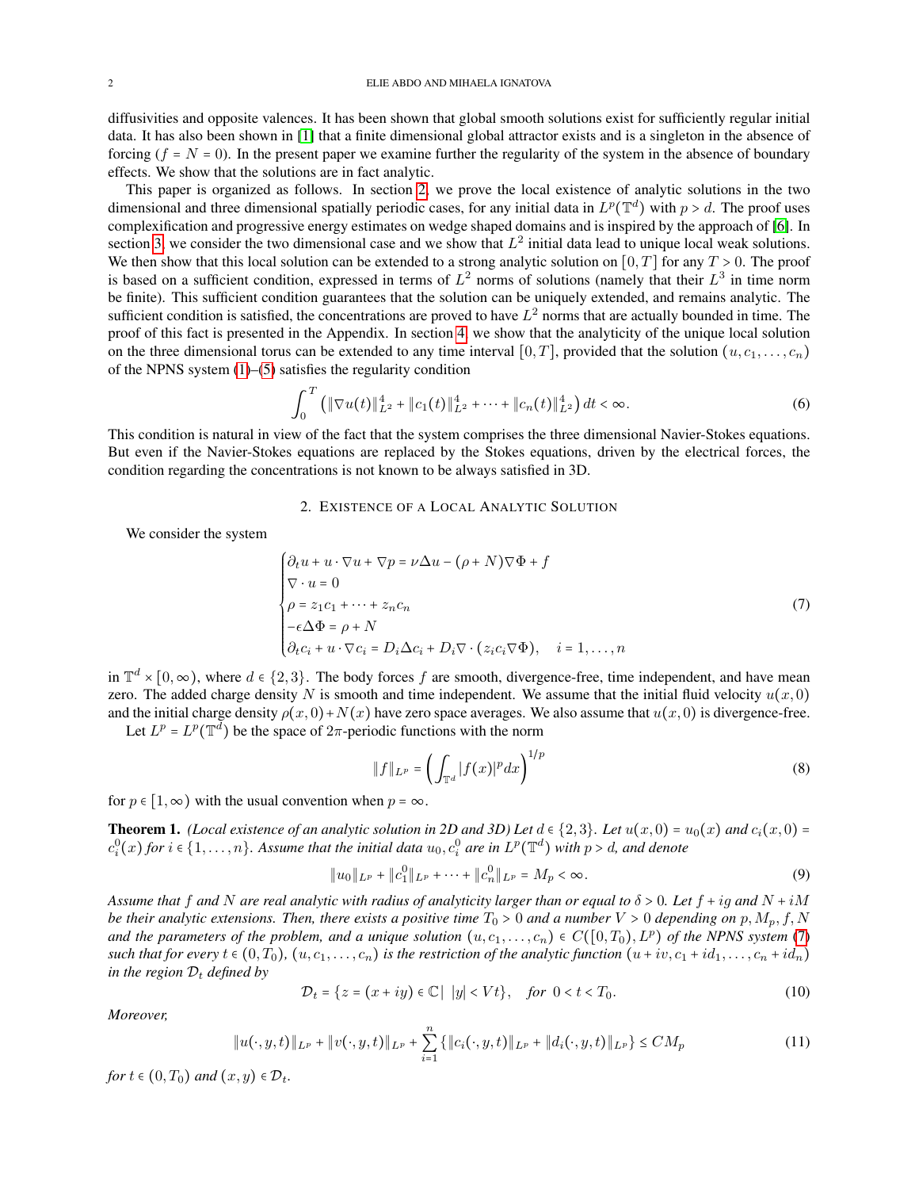diffusivities and opposite valences. It has been shown that global smooth solutions exist for sufficiently regular initial data. It has also been shown in [1] that a finite dimensional global attractor exists and is a singleton in the absence of forcing ($f = N = 0$). In the present paper we examine further the regularity of the system in the absence of boundary effects. We show that the solutions are in fact analytic.

This paper is organized as follows. In section 2, we prove the local existence of analytic solutions in the two dimensional and three dimensional spatially periodic cases, for any initial data in $L^p(\mathbb{T}^d)$ with $p > d$. The proof uses complexification and progressive energy estimates on wedge shaped domains and is inspired by the approach of [6]. In section 3, we consider the two dimensional case and we show that $L^2$ initial data lead to unique local weak solutions. We then show that this local solution can be extended to a strong analytic solution on $[0, T]$ for any $T > 0$. The proof is based on a sufficient condition, expressed in terms of $L^2$ norms of solutions (namely that their $L^3$ in time norm be finite). This sufficient condition guarantees that the solution can be uniquely extended, and remains analytic. The sufficient condition is satisfied, the concentrations are proved to have $L^2$ norms that are actually bounded in time. The proof of this fact is presented in the Appendix. In section 4, we show that the analyticity of the unique local solution on the three dimensional torus can be extended to any time interval $[0, T]$, provided that the solution $(u, c_1, \dots, c_n)$ of the NPNS system (1)–(5) satisfies the regularity condition

$$\int_0^T \left( \|\nabla u(t)\|_{L^2}^4 + \|c_1(t)\|_{L^2}^4 + \dots + \|c_n(t)\|_{L^2}^4 \right) dt < \infty. \tag{6}$$

This condition is natural in view of the fact that the system comprises the three dimensional Navier-Stokes equations. But even if the Navier-Stokes equations are replaced by the Stokes equations, driven by the electrical forces, the condition regarding the concentrations is not known to be always satisfied in 3D.

## 2. Existence of a Local Analytic Solution

We consider the system

$$\begin{cases} \partial_t u + u \cdot \nabla u + \nabla p = \nu \Delta u - (\rho + N) \nabla \Phi + f \\ \nabla \cdot u = 0 \\ \rho = z_1 c_1 + \dots + z_n c_n \\ -\epsilon \Delta \Phi = \rho + N \\ \partial_t c_i + u \cdot \nabla c_i = D_i \Delta c_i + D_i \nabla \cdot (z_i c_i \nabla \Phi), \quad i = 1, \dots, n \end{cases} \tag{7}$$

in $\mathbb{T}^d \times [0, \infty)$, where $d \in \{2, 3\}$. The body forces $f$ are smooth, divergence-free, time independent, and have mean zero. The added charge density $N$ is smooth and time independent. We assume that the initial fluid velocity $u(x, 0)$ and the initial charge density $\rho(x, 0) + N(x)$ have zero space averages. We also assume that $u(x, 0)$ is divergence-free.

Let $L^p = L^p(\mathbb{T}^d)$ be the space of $2\pi$-periodic functions with the norm

$$\|f\|_{L^p} = \left( \int_{\mathbb{T}^d} |f(x)|^p dx \right)^{1/p} \tag{8}$$

for $p \in [1, \infty)$ with the usual convention when $p = \infty$.

**Theorem 1.** *(Local existence of an analytic solution in 2D and 3D) Let $d \in \{2, 3\}$. Let $u(x, 0) = u_0(x)$ and $c_i(x, 0) = c_i^0(x)$ for $i \in \{1, \dots, n\}$. Assume that the initial data $u_0, c_i^0$ are in $L^p(\mathbb{T}^d)$ with $p > d$, and denote*

$$\|u_0\|_{L^p} + \|c_1^0\|_{L^p} + \dots + \|c_n^0\|_{L^p} = M_p < \infty. \tag{9}$$

*Assume that $f$ and $N$ are real analytic with radius of analyticity larger than or equal to $\delta > 0$. Let $f + ig$ and $N + iM$ be their analytic extensions. Then, there exists a positive time $T_0 > 0$ and a number $V > 0$ depending on $p, M_p, f, N$ and the parameters of the problem, and a unique solution $(u, c_1, \dots, c_n) \in C([0, T_0), L^p)$ of the NPNS system (7) such that for every $t \in (0, T_0)$, $(u, c_1, \dots, c_n)$ is the restriction of the analytic function $(u + iv, c_1 + id_1, \dots, c_n + id_n)$ in the region $\mathcal{D}_t$ defined by*

$$\mathcal{D}_t = \{z = (x + iy) \in \mathbb{C} \mid \ |y| < Vt\}, \quad \text{for } 0 < t < T_0. \tag{10}$$

*Moreover,*

$$\|u(\cdot, y, t)\|_{L^p} + \|v(\cdot, y, t)\|_{L^p} + \sum_{i=1}^n \{\|c_i(\cdot, y, t)\|_{L^p} + \|d_i(\cdot, y, t)\|_{L^p}\} \le CM_p \tag{11}$$

*for $t \in (0, T_0)$ and $(x, y) \in \mathcal{D}_t$.*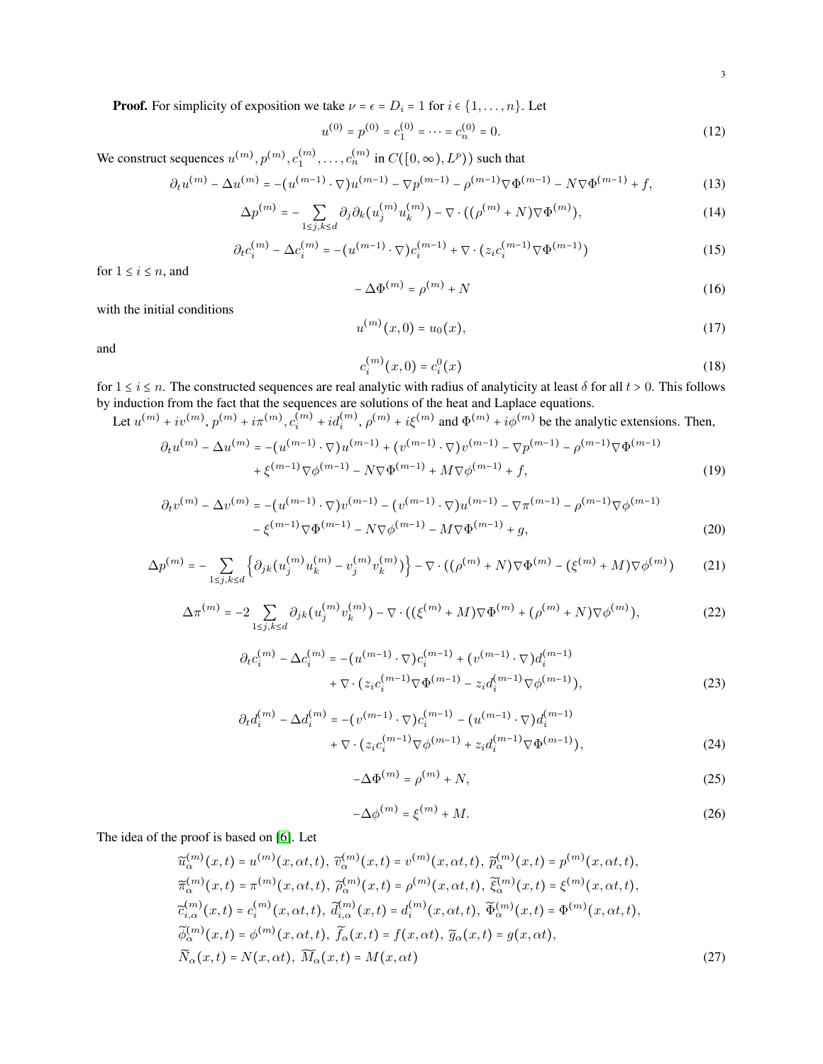**Proof.** For simplicity of exposition we take $\nu = \epsilon = D_i = 1$ for $i \in \{1, \dots, n\}$. Let

$$u^{(0)} = p^{(0)} = c_1^{(0)} = \cdots = c_n^{(0)} = 0. \tag{12}$$

We construct sequences $u^{(m)}, p^{(m)}, c_1^{(m)}, \dots, c_n^{(m)}$ in $C([0,\infty), L^p))$ such that

$$\partial_t u^{(m)} - \Delta u^{(m)} = -(u^{(m-1)} \cdot \nabla) u^{(m-1)} - \nabla p^{(m-1)} - \rho^{(m-1)} \nabla \Phi^{(m-1)} - N \nabla \Phi^{(m-1)} + f, \tag{13}$$

$$\Delta p^{(m)} = - \sum_{1 \le j,k \le d} \partial_j \partial_k (u_j^{(m)} u_k^{(m)}) - \nabla \cdot ((\rho^{(m)} + N) \nabla \Phi^{(m)}), \tag{14}$$

$$\partial_t c_i^{(m)} - \Delta c_i^{(m)} = -(u^{(m-1)} \cdot \nabla) c_i^{(m-1)} + \nabla \cdot (z_i c_i^{(m-1)} \nabla \Phi^{(m-1)}) \tag{15}$$

for $1 \le i \le n$, and

$$-\Delta \Phi^{(m)} = \rho^{(m)} + N \tag{16}$$

with the initial conditions

$$u^{(m)}(x,0) = u_0(x), \tag{17}$$

and

$$c_i^{(m)}(x,0) = c_i^0(x) \tag{18}$$

for $1 \le i \le n$. The constructed sequences are real analytic with radius of analyticity at least $\delta$ for all $t > 0$. This follows by induction from the fact that the sequences are solutions of the heat and Laplace equations.

Let $u^{(m)} + iv^{(m)}$, $p^{(m)} + i\pi^{(m)}$, $c_i^{(m)} + id_i^{(m)}$, $\rho^{(m)} + i\xi^{(m)}$ and $\Phi^{(m)} + i\phi^{(m)}$ be the analytic extensions. Then,

$$\begin{aligned}\partial_t u^{(m)} - \Delta u^{(m)} = &-(u^{(m-1)} \cdot \nabla) u^{(m-1)} + (v^{(m-1)} \cdot \nabla) v^{(m-1)} - \nabla p^{(m-1)} - \rho^{(m-1)} \nabla \Phi^{(m-1)} \\ &+ \xi^{(m-1)} \nabla \phi^{(m-1)} - N \nabla \Phi^{(m-1)} + M \nabla \phi^{(m-1)} + f,\end{aligned} \tag{19}$$

$$\begin{aligned}\partial_t v^{(m)} - \Delta v^{(m)} = &-(u^{(m-1)} \cdot \nabla) v^{(m-1)} - (v^{(m-1)} \cdot \nabla) u^{(m-1)} - \nabla \pi^{(m-1)} - \rho^{(m-1)} \nabla \phi^{(m-1)} \\ &- \xi^{(m-1)} \nabla \Phi^{(m-1)} - N \nabla \phi^{(m-1)} - M \nabla \Phi^{(m-1)} + g,\end{aligned} \tag{20}$$

$$\Delta p^{(m)} = - \sum_{1 \le j,k \le d} \left\{ \partial_{jk} (u_j^{(m)} u_k^{(m)} - v_j^{(m)} v_k^{(m)}) \right\} - \nabla \cdot ((\rho^{(m)} + N) \nabla \Phi^{(m)} - (\xi^{(m)} + M) \nabla \phi^{(m)}) \tag{21}$$

$$\Delta \pi^{(m)} = -2 \sum_{1 \le j,k \le d} \partial_{jk} (u_j^{(m)} v_k^{(m)}) - \nabla \cdot ((\xi^{(m)} + M) \nabla \Phi^{(m)} + (\rho^{(m)} + N) \nabla \phi^{(m)}), \tag{22}$$

$$\begin{aligned}\partial_t c_i^{(m)} - \Delta c_i^{(m)} = &-(u^{(m-1)} \cdot \nabla) c_i^{(m-1)} + (v^{(m-1)} \cdot \nabla) d_i^{(m-1)} \\ &+ \nabla \cdot (z_i c_i^{(m-1)} \nabla \Phi^{(m-1)} - z_i d_i^{(m-1)} \nabla \phi^{(m-1)}),\end{aligned} \tag{23}$$

$$\begin{aligned}\partial_t d_i^{(m)} - \Delta d_i^{(m)} = &-(v^{(m-1)} \cdot \nabla) c_i^{(m-1)} - (u^{(m-1)} \cdot \nabla) d_i^{(m-1)} \\ &+ \nabla \cdot (z_i c_i^{(m-1)} \nabla \phi^{(m-1)} + z_i d_i^{(m-1)} \nabla \Phi^{(m-1)}),\end{aligned} \tag{24}$$

$$-\Delta \Phi^{(m)} = \rho^{(m)} + N, \tag{25}$$

$$-\Delta \phi^{(m)} = \xi^{(m)} + M. \tag{26}$$

The idea of the proof is based on [6]. Let

$$\begin{aligned}&\widetilde{u}_\alpha^{(m)}(x,t) = u^{(m)}(x, \alpha t, t),\ \widetilde{v}_\alpha^{(m)}(x,t) = v^{(m)}(x, \alpha t, t),\ \widetilde{p}_\alpha^{(m)}(x,t) = p^{(m)}(x, \alpha t, t), \\ &\widetilde{\pi}_\alpha^{(m)}(x,t) = \pi^{(m)}(x, \alpha t, t),\ \widetilde{\rho}_\alpha^{(m)}(x,t) = \rho^{(m)}(x, \alpha t, t),\ \widetilde{\xi}_\alpha^{(m)}(x,t) = \xi^{(m)}(x, \alpha t, t), \\ &\widetilde{c}_{i,\alpha}^{(m)}(x,t) = c_i^{(m)}(x, \alpha t, t),\ \widetilde{d}_{i,\alpha}^{(m)}(x,t) = d_i^{(m)}(x, \alpha t, t),\ \widetilde{\Phi}_\alpha^{(m)}(x,t) = \Phi^{(m)}(x, \alpha t, t), \\ &\widetilde{\phi}_\alpha^{(m)}(x,t) = \phi^{(m)}(x, \alpha t, t),\ \widetilde{f}_\alpha(x,t) = f(x, \alpha t),\ \widetilde{g}_\alpha(x,t) = g(x, \alpha t), \\ &\widetilde{N}_\alpha(x,t) = N(x, \alpha t),\ \widetilde{M}_\alpha(x,t) = M(x, \alpha t)\end{aligned} \tag{27}$$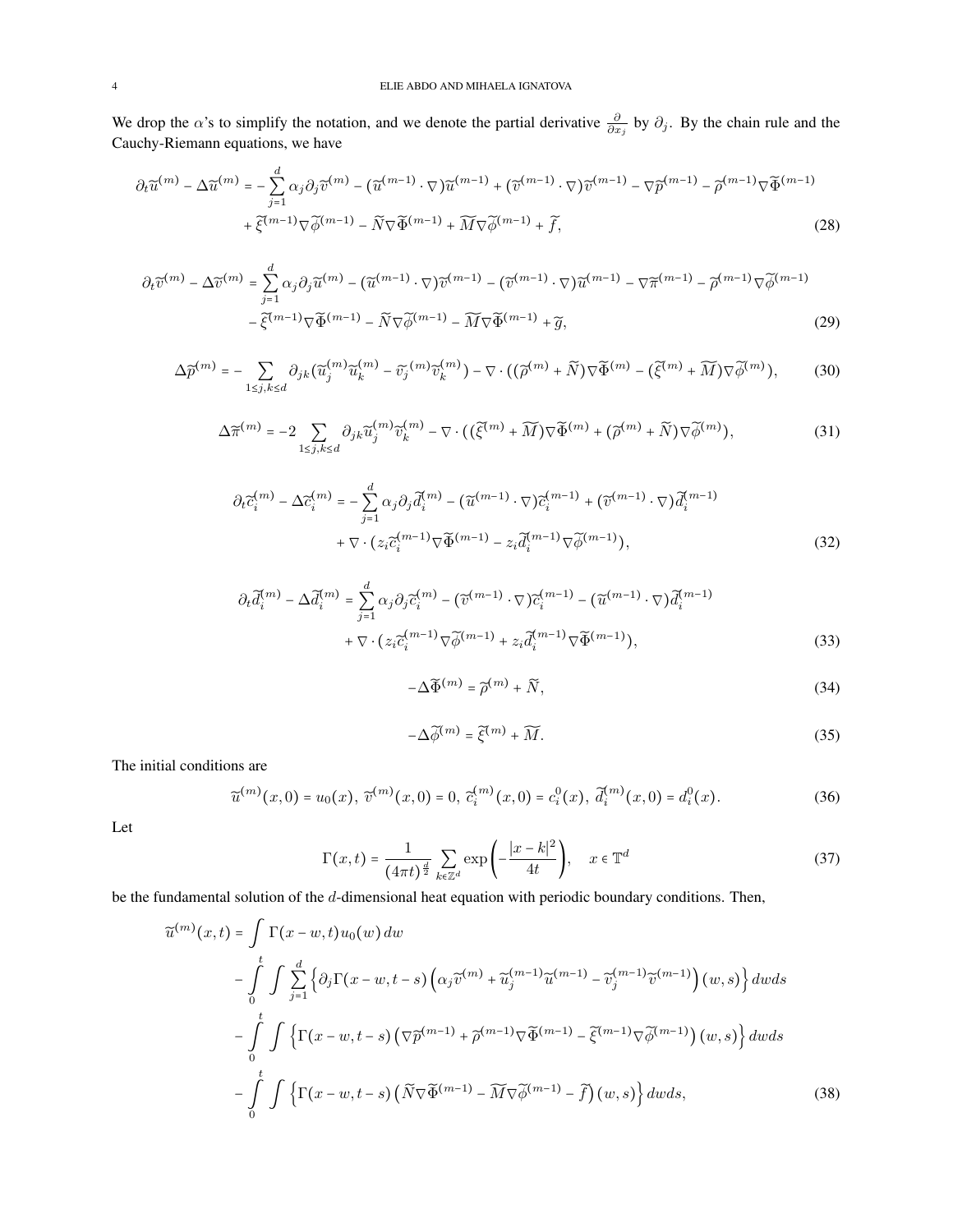We drop the $\alpha$'s to simplify the notation, and we denote the partial derivative $\frac{\partial}{\partial x_j}$ by $\partial_j$. By the chain rule and the Cauchy-Riemann equations, we have

$$
\begin{aligned}
\partial_t \widetilde{u}^{(m)} - \Delta \widetilde{u}^{(m)} = &- \sum_{j=1}^{d} \alpha_j \partial_j \widetilde{v}^{(m)} - (\widetilde{u}^{(m-1)} \cdot \nabla) \widetilde{u}^{(m-1)} + (\widetilde{v}^{(m-1)} \cdot \nabla) \widetilde{v}^{(m-1)} - \nabla \widetilde{p}^{(m-1)} - \widetilde{\rho}^{(m-1)} \nabla \widetilde{\Phi}^{(m-1)} \\
&+ \widetilde{\xi}^{(m-1)} \nabla \widetilde{\phi}^{(m-1)} - \widetilde{N} \nabla \widetilde{\Phi}^{(m-1)} + \widetilde{M} \nabla \widetilde{\phi}^{(m-1)} + \widetilde{f},
\end{aligned} \tag{28}
$$

$$
\begin{aligned}
\partial_t \widetilde{v}^{(m)} - \Delta \widetilde{v}^{(m)} = &\sum_{j=1}^{d} \alpha_j \partial_j \widetilde{u}^{(m)} - (\widetilde{u}^{(m-1)} \cdot \nabla) \widetilde{v}^{(m-1)} - (\widetilde{v}^{(m-1)} \cdot \nabla) \widetilde{u}^{(m-1)} - \nabla \widetilde{\pi}^{(m-1)} - \widetilde{\rho}^{(m-1)} \nabla \widetilde{\phi}^{(m-1)} \\
&- \widetilde{\xi}^{(m-1)} \nabla \widetilde{\Phi}^{(m-1)} - \widetilde{N} \nabla \widetilde{\phi}^{(m-1)} - \widetilde{M} \nabla \widetilde{\Phi}^{(m-1)} + \widetilde{g},
\end{aligned} \tag{29}
$$

$$
\Delta \widetilde{p}^{(m)} = - \sum_{1 \le j,k \le d} \partial_{jk} (\widetilde{u}_j^{(m)} \widetilde{u}_k^{(m)} - \widetilde{v}_j^{(m)} \widetilde{v}_k^{(m)}) - \nabla \cdot ((\widetilde{\rho}^{(m)} + \widetilde{N}) \nabla \widetilde{\Phi}^{(m)} - (\widetilde{\xi}^{(m)} + \widetilde{M}) \nabla \widetilde{\phi}^{(m)}), \tag{30}
$$

$$
\Delta \widetilde{\pi}^{(m)} = -2 \sum_{1 \le j,k \le d} \partial_{jk} \widetilde{u}_j^{(m)} \widetilde{v}_k^{(m)} - \nabla \cdot ((\widetilde{\xi}^{(m)} + \widetilde{M}) \nabla \widetilde{\Phi}^{(m)} + (\widetilde{\rho}^{(m)} + \widetilde{N}) \nabla \widetilde{\phi}^{(m)}), \tag{31}
$$

$$
\begin{aligned}
\partial_t \widetilde{c}_i^{(m)} - \Delta \widetilde{c}_i^{(m)} = &- \sum_{j=1}^{d} \alpha_j \partial_j \widetilde{d}_i^{(m)} - (\widetilde{u}^{(m-1)} \cdot \nabla) \widetilde{c}_i^{(m-1)} + (\widetilde{v}^{(m-1)} \cdot \nabla) \widetilde{d}_i^{(m-1)} \\
&+ \nabla \cdot (z_i \widetilde{c}_i^{(m-1)} \nabla \widetilde{\Phi}^{(m-1)} - z_i \widetilde{d}_i^{(m-1)} \nabla \widetilde{\phi}^{(m-1)}),
\end{aligned} \tag{32}
$$

$$
\begin{aligned}
\partial_t \widetilde{d}_i^{(m)} - \Delta \widetilde{d}_i^{(m)} = &\sum_{j=1}^{d} \alpha_j \partial_j \widetilde{c}_i^{(m)} - (\widetilde{v}^{(m-1)} \cdot \nabla) \widetilde{c}_i^{(m-1)} - (\widetilde{u}^{(m-1)} \cdot \nabla) \widetilde{d}_i^{(m-1)} \\
&+ \nabla \cdot (z_i \widetilde{c}_i^{(m-1)} \nabla \widetilde{\phi}^{(m-1)} + z_i \widetilde{d}_i^{(m-1)} \nabla \widetilde{\Phi}^{(m-1)}),
\end{aligned} \tag{33}
$$

$$
-\Delta \widetilde{\Phi}^{(m)} = \widetilde{\rho}^{(m)} + \widetilde{N}, \tag{34}
$$

$$
-\Delta \widetilde{\phi}^{(m)} = \widetilde{\xi}^{(m)} + \widetilde{M}. \tag{35}
$$

The initial conditions are

$$
\widetilde{u}^{(m)}(x,0) = u_0(x),\ \widetilde{v}^{(m)}(x,0) = 0,\ \widetilde{c}_i^{(m)}(x,0) = c_i^0(x),\ \widetilde{d}_i^{(m)}(x,0) = d_i^0(x). \tag{36}
$$

Let

$$
\Gamma(x,t) = \frac{1}{(4\pi t)^{\frac{d}{2}}} \sum_{k \in \mathbb{Z}^d} \exp\left(-\frac{|x-k|^2}{4t}\right), \quad x \in \mathbb{T}^d \tag{37}
$$

be the fundamental solution of the $d$-dimensional heat equation with periodic boundary conditions. Then,

$$
\begin{aligned}
\widetilde{u}^{(m)}(x,t) = &\int \Gamma(x-w,t) u_0(w)\, dw \\
&- \int_0^t \int \sum_{j=1}^{d} \left\{ \partial_j \Gamma(x-w,t-s) \left( \alpha_j \widetilde{v}^{(m)} + \widetilde{u}_j^{(m-1)} \widetilde{u}^{(m-1)} - \widetilde{v}_j^{(m-1)} \widetilde{v}^{(m-1)} \right)(w,s) \right\} dw ds \\
&- \int_0^t \int \left\{ \Gamma(x-w,t-s) \left( \nabla \widetilde{p}^{(m-1)} + \widetilde{\rho}^{(m-1)} \nabla \widetilde{\Phi}^{(m-1)} - \widetilde{\xi}^{(m-1)} \nabla \widetilde{\phi}^{(m-1)} \right)(w,s) \right\} dw ds \\
&- \int_0^t \int \left\{ \Gamma(x-w,t-s) \left( \widetilde{N} \nabla \widetilde{\Phi}^{(m-1)} - \widetilde{M} \nabla \widetilde{\phi}^{(m-1)} - \widetilde{f} \right)(w,s) \right\} dw ds,
\end{aligned} \tag{38}
$$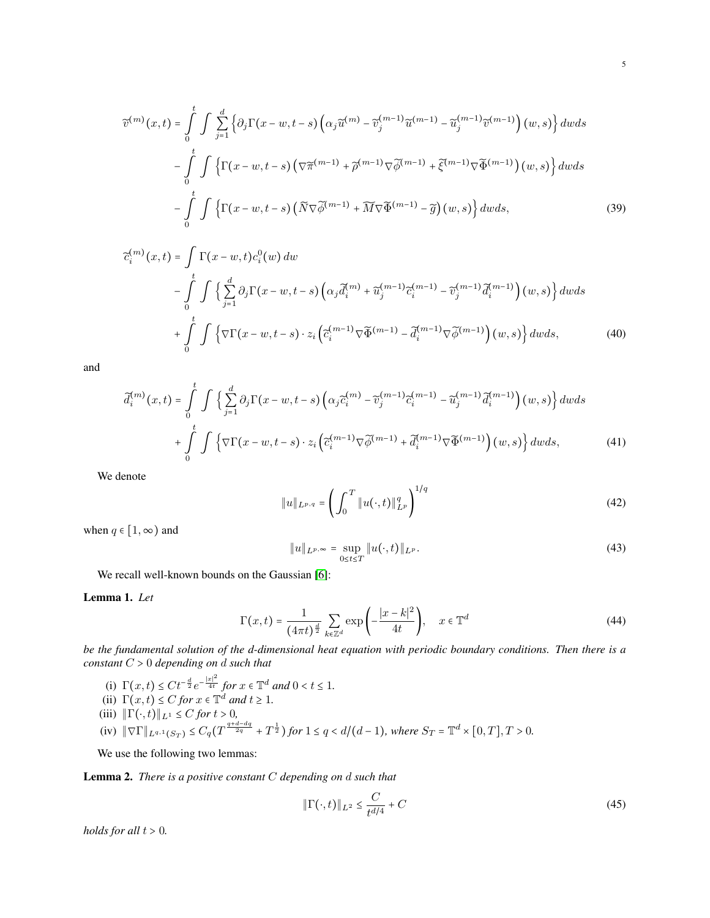$$
\begin{aligned}
\widetilde{v}^{(m)}(x,t) &= \int_0^t \int \sum_{j=1}^d \left\{ \partial_j \Gamma(x-w,t-s) \left( \alpha_j \widetilde{u}^{(m)} - \widetilde{v}_j^{(m-1)} \widetilde{u}^{(m-1)} - \widetilde{u}_j^{(m-1)} \widetilde{v}^{(m-1)} \right)(w,s) \right\} dwds \\
&\quad - \int_0^t \int \left\{ \Gamma(x-w,t-s) \left( \nabla \widetilde{\pi}^{(m-1)} + \widetilde{\rho}^{(m-1)} \nabla \widetilde{\phi}^{(m-1)} + \widetilde{\xi}^{(m-1)} \nabla \widetilde{\Phi}^{(m-1)} \right)(w,s) \right\} dwds \\
&\quad - \int_0^t \int \left\{ \Gamma(x-w,t-s) \left( \widetilde{N} \nabla \widetilde{\phi}^{(m-1)} + \widetilde{M} \nabla \widetilde{\Phi}^{(m-1)} - \widetilde{g} \right)(w,s) \right\} dwds,
\end{aligned} \tag{39}
$$

$$
\begin{aligned}
\widetilde{c}_i^{(m)}(x,t) &= \int \Gamma(x-w,t) c_i^0(w)\, dw \\
&\quad - \int_0^t \int \Big\{ \sum_{j=1}^d \partial_j \Gamma(x-w,t-s) \left( \alpha_j \widetilde{d}_i^{(m)} + \widetilde{u}_j^{(m-1)} \widetilde{c}_i^{(m-1)} - \widetilde{v}_j^{(m-1)} \widetilde{d}_i^{(m-1)} \right)(w,s) \Big\} dwds \\
&\quad + \int_0^t \int \left\{ \nabla \Gamma(x-w,t-s) \cdot z_i \left( \widetilde{c}_i^{(m-1)} \nabla \widetilde{\Phi}^{(m-1)} - \widetilde{d}_i^{(m-1)} \nabla \widetilde{\phi}^{(m-1)} \right)(w,s) \right\} dwds,
\end{aligned} \tag{40}
$$

and

$$
\begin{aligned}
\widetilde{d}_i^{(m)}(x,t) &= \int_0^t \int \Big\{ \sum_{j=1}^d \partial_j \Gamma(x-w,t-s) \left( \alpha_j \widetilde{c}_i^{(m)} - \widetilde{v}_j^{(m-1)} \widetilde{c}_i^{(m-1)} - \widetilde{u}_j^{(m-1)} \widetilde{d}_i^{(m-1)} \right)(w,s) \Big\} dwds \\
&\quad + \int_0^t \int \left\{ \nabla \Gamma(x-w,t-s) \cdot z_i \left( \widetilde{c}_i^{(m-1)} \nabla \widetilde{\phi}^{(m-1)} + \widetilde{d}_i^{(m-1)} \nabla \widetilde{\Phi}^{(m-1)} \right)(w,s) \right\} dwds,
\end{aligned} \tag{41}
$$

We denote

$$
\|u\|_{L^{p,q}} = \left( \int_0^T \|u(\cdot,t)\|_{L^p}^q \right)^{1/q} \tag{42}
$$

when $q \in [1, \infty)$ and

$$
\|u\|_{L^{p,\infty}} = \sup_{0 \le t \le T} \|u(\cdot,t)\|_{L^p}. \tag{43}
$$

We recall well-known bounds on the Gaussian [6]:

**Lemma 1.** *Let*

$$
\Gamma(x,t) = \frac{1}{(4\pi t)^{\frac{d}{2}}} \sum_{k \in \mathbb{Z}^d} \exp\left( -\frac{|x-k|^2}{4t} \right), \quad x \in \mathbb{T}^d \tag{44}
$$

*be the fundamental solution of the d-dimensional heat equation with periodic boundary conditions. Then there is a constant $C > 0$ depending on $d$ such that*

(i) $\Gamma(x,t) \le C t^{-\frac{d}{2}} e^{-\frac{|x|^2}{4t}}$ *for* $x \in \mathbb{T}^d$ *and* $0 < t \le 1$.
(ii) $\Gamma(x,t) \le C$ *for* $x \in \mathbb{T}^d$ *and* $t \ge 1$.
(iii) $\|\Gamma(\cdot,t)\|_{L^1} \le C$ *for* $t > 0$,
(iv) $\|\nabla \Gamma\|_{L^{q,1}(S_T)} \le C_q \big( T^{\frac{q+d-dq}{2q}} + T^{\frac{1}{2}} \big)$ *for* $1 \le q < d/(d-1)$, *where* $S_T = \mathbb{T}^d \times [0,T], T > 0$.

We use the following two lemmas:

**Lemma 2.** *There is a positive constant $C$ depending on $d$ such that*

$$
\|\Gamma(\cdot,t)\|_{L^2} \le \frac{C}{t^{d/4}} + C \tag{45}
$$

*holds for all $t > 0$.*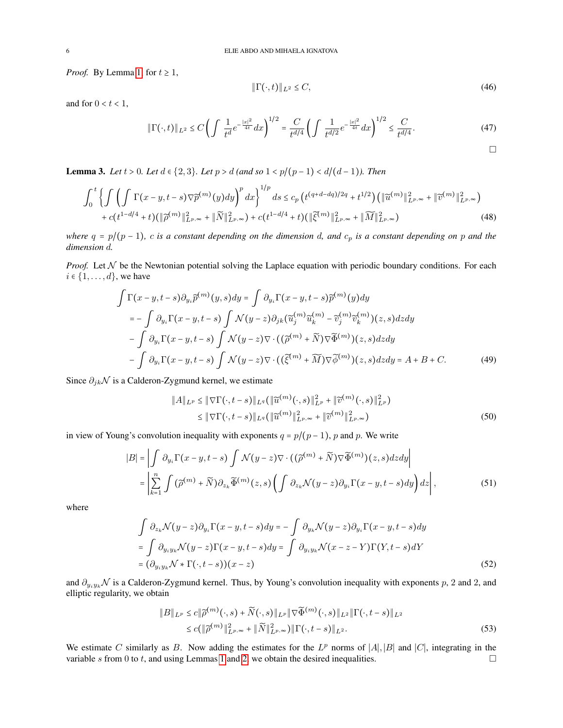*Proof.* By Lemma 1, for $t \geq 1$,

$$\|\Gamma(\cdot,t)\|_{L^2} \leq C, \tag{46}$$

and for $0 < t < 1$,

$$\|\Gamma(\cdot,t)\|_{L^2} \leq C\left(\int \frac{1}{t^d} e^{-\frac{|x|^2}{4t}} dx\right)^{1/2} = \frac{C}{t^{d/4}}\left(\int \frac{1}{t^{d/2}} e^{-\frac{|x|^2}{4t}} dx\right)^{1/2} \leq \frac{C}{t^{d/4}}. \tag{47}$$

□

**Lemma 3.** *Let $t > 0$. Let $d \in \{2,3\}$. Let $p > d$ (and so $1 < p/(p-1) < d/(d-1)$). Then*

$$\int_0^t \left\{\int \left(\int \Gamma(x-y,t-s)\nabla \widetilde{p}^{(m)}(y)dy\right)^p dx\right\}^{1/p} ds \leq c_p\left(t^{(q+d-dq)/2q} + t^{1/2}\right)\left(\|\widetilde{u}^{(m)}\|^2_{L^{p,\infty}} + \|\widetilde{v}^{(m)}\|^2_{L^{p,\infty}}\right)$$
$$+ c(t^{1-d/4} + t)(\|\widetilde{\rho}^{(m)}\|^2_{L^{p,\infty}} + \|\widetilde{N}\|^2_{L^{p,\infty}}) + c(t^{1-d/4} + t)(\|\widetilde{\xi}^{(m)}\|^2_{L^{p,\infty}} + \|\widetilde{M}\|^2_{L^{p,\infty}}) \tag{48}$$

*where $q = p/(p-1)$, $c$ is a constant depending on the dimension $d$, and $c_p$ is a constant depending on $p$ and the dimension $d$.*

*Proof.* Let $\mathcal{N}$ be the Newtonian potential solving the Laplace equation with periodic boundary conditions. For each $i \in \{1,\dots,d\}$, we have

$$\begin{aligned}
\int \Gamma(x-y,t-s)\partial_{y_i}\widetilde{p}^{(m)}(y,s)dy &= \int \partial_{y_i}\Gamma(x-y,t-s)\widetilde{p}^{(m)}(y)dy \\
&= -\int \partial_{y_i}\Gamma(x-y,t-s)\int \mathcal{N}(y-z)\partial_{jk}(\widetilde{u}_j^{(m)}\widetilde{u}_k^{(m)} - \widetilde{v}_j^{(m)}\widetilde{v}_k^{(m)})(z,s)dzdy \\
&\quad - \int \partial_{y_i}\Gamma(x-y,t-s)\int \mathcal{N}(y-z)\nabla\cdot((\widetilde{\rho}^{(m)} + \widetilde{N})\nabla\widetilde{\Phi}^{(m)})(z,s)dzdy \\
&\quad - \int \partial_{y_i}\Gamma(x-y,t-s)\int \mathcal{N}(y-z)\nabla\cdot((\widetilde{\xi}^{(m)} + \widetilde{M})\nabla\widetilde{\phi}^{(m)})(z,s)dzdy = A + B + C.
\end{aligned} \tag{49}$$

Since $\partial_{jk}\mathcal{N}$ is a Calderon-Zygmund kernel, we estimate

$$\begin{aligned}
\|A\|_{L^p} &\leq \|\nabla\Gamma(\cdot,t-s)\|_{L^q}(\|\widetilde{u}^{(m)}(\cdot,s)\|^2_{L^p} + \|\widetilde{v}^{(m)}(\cdot,s)\|^2_{L^p}) \\
&\leq \|\nabla\Gamma(\cdot,t-s)\|_{L^q}(\|\widetilde{u}^{(m)}\|^2_{L^{p,\infty}} + \|\widetilde{v}^{(m)}\|^2_{L^{p,\infty}})
\end{aligned} \tag{50}$$

in view of Young's convolution inequality with exponents $q = p/(p-1)$, $p$ and $p$. We write

$$\begin{aligned}
|B| &= \left|\int \partial_{y_i}\Gamma(x-y,t-s)\int \mathcal{N}(y-z)\nabla\cdot((\widetilde{\rho}^{(m)} + \widetilde{N})\nabla\widetilde{\Phi}^{(m)})(z,s)dzdy\right| \\
&= \left|\sum_{k=1}^n \int (\widetilde{\rho}^{(m)} + \widetilde{N})\partial_{z_k}\widetilde{\Phi}^{(m)}(z,s)\left(\int \partial_{z_k}\mathcal{N}(y-z)\partial_{y_i}\Gamma(x-y,t-s)dy\right)dz\right|,
\end{aligned} \tag{51}$$

where

$$\begin{aligned}
&\int \partial_{z_k}\mathcal{N}(y-z)\partial_{y_i}\Gamma(x-y,t-s)dy = -\int \partial_{y_k}\mathcal{N}(y-z)\partial_{y_i}\Gamma(x-y,t-s)dy \\
&= \int \partial_{y_iy_k}\mathcal{N}(y-z)\Gamma(x-y,t-s)dy = \int \partial_{y_iy_k}\mathcal{N}(x-z-Y)\Gamma(Y,t-s)dY \\
&= (\partial_{y_iy_k}\mathcal{N} * \Gamma(\cdot,t-s))(x-z)
\end{aligned} \tag{52}$$

and $\partial_{y_iy_k}\mathcal{N}$ is a Calderon-Zygmund kernel. Thus, by Young's convolution inequality with exponents $p$, 2 and 2, and elliptic regularity, we obtain

$$\begin{aligned}
\|B\|_{L^p} &\leq c\|\widetilde{\rho}^{(m)}(\cdot,s) + \widetilde{N}(\cdot,s)\|_{L^p}\|\nabla\widetilde{\Phi}^{(m)}(\cdot,s)\|_{L^2}\|\Gamma(\cdot,t-s)\|_{L^2} \\
&\leq c(\|\widetilde{\rho}^{(m)}\|^2_{L^{p,\infty}} + \|\widetilde{N}\|^2_{L^{p,\infty}})\|\Gamma(\cdot,t-s)\|_{L^2}.
\end{aligned} \tag{53}$$

We estimate $C$ similarly as $B$. Now adding the estimates for the $L^p$ norms of $|A|, |B|$ and $|C|$, integrating in the variable $s$ from 0 to $t$, and using Lemmas 1 and 2, we obtain the desired inequalities. □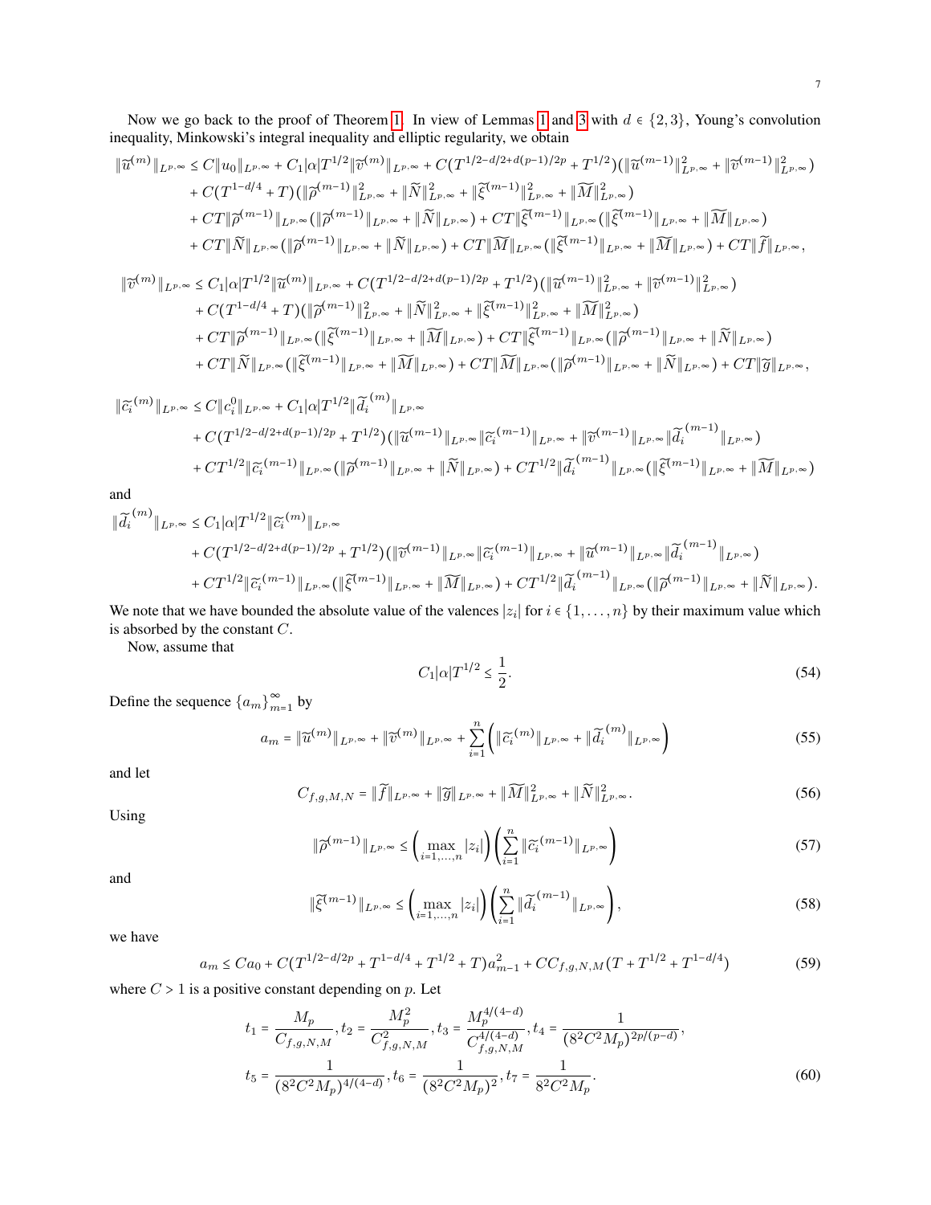Now we go back to the proof of Theorem 1. In view of Lemmas 1 and 3 with $d \in \{2,3\}$, Young's convolution inequality, Minkowski's integral inequality and elliptic regularity, we obtain

$$
\begin{aligned}
\|\widetilde{u}^{(m)}\|_{L^{p,\infty}} \le\ & C\|u_0\|_{L^{p,\infty}} + C_1|\alpha|T^{1/2}\|\widetilde{v}^{(m)}\|_{L^{p,\infty}} + C(T^{1/2-d/2+d(p-1)/2p} + T^{1/2})(\|\widetilde{u}^{(m-1)}\|^2_{L^{p,\infty}} + \|\widetilde{v}^{(m-1)}\|^2_{L^{p,\infty}}) \\
&+ C(T^{1-d/4} + T)(\|\widetilde{\rho}^{(m-1)}\|^2_{L^{p,\infty}} + \|\widetilde{N}\|^2_{L^{p,\infty}} + \|\widetilde{\xi}^{(m-1)}\|^2_{L^{p,\infty}} + \|\widetilde{M}\|^2_{L^{p,\infty}}) \\
&+ CT\|\widetilde{\rho}^{(m-1)}\|_{L^{p,\infty}}(\|\widetilde{\rho}^{(m-1)}\|_{L^{p,\infty}} + \|\widetilde{N}\|_{L^{p,\infty}}) + CT\|\widetilde{\xi}^{(m-1)}\|_{L^{p,\infty}}(\|\widetilde{\xi}^{(m-1)}\|_{L^{p,\infty}} + \|\widetilde{M}\|_{L^{p,\infty}}) \\
&+ CT\|\widetilde{N}\|_{L^{p,\infty}}(\|\widetilde{\rho}^{(m-1)}\|_{L^{p,\infty}} + \|\widetilde{N}\|_{L^{p,\infty}}) + CT\|\widetilde{M}\|_{L^{p,\infty}}(\|\widetilde{\xi}^{(m-1)}\|_{L^{p,\infty}} + \|\widetilde{M}\|_{L^{p,\infty}}) + CT\|\widetilde{f}\|_{L^{p,\infty}},
\end{aligned}
$$

$$
\begin{aligned}
\|\widetilde{v}^{(m)}\|_{L^{p,\infty}} \le\ & C_1|\alpha|T^{1/2}\|\widetilde{u}^{(m)}\|_{L^{p,\infty}} + C(T^{1/2-d/2+d(p-1)/2p} + T^{1/2})(\|\widetilde{u}^{(m-1)}\|^2_{L^{p,\infty}} + \|\widetilde{v}^{(m-1)}\|^2_{L^{p,\infty}}) \\
&+ C(T^{1-d/4} + T)(\|\widetilde{\rho}^{(m-1)}\|^2_{L^{p,\infty}} + \|\widetilde{N}\|^2_{L^{p,\infty}} + \|\widetilde{\xi}^{(m-1)}\|^2_{L^{p,\infty}} + \|\widetilde{M}\|^2_{L^{p,\infty}}) \\
&+ CT\|\widetilde{\rho}^{(m-1)}\|_{L^{p,\infty}}(\|\widetilde{\xi}^{(m-1)}\|_{L^{p,\infty}} + \|\widetilde{M}\|_{L^{p,\infty}}) + CT\|\widetilde{\xi}^{(m-1)}\|_{L^{p,\infty}}(\|\widetilde{\rho}^{(m-1)}\|_{L^{p,\infty}} + \|\widetilde{N}\|_{L^{p,\infty}}) \\
&+ CT\|\widetilde{N}\|_{L^{p,\infty}}(\|\widetilde{\xi}^{(m-1)}\|_{L^{p,\infty}} + \|\widetilde{M}\|_{L^{p,\infty}}) + CT\|\widetilde{M}\|_{L^{p,\infty}}(\|\widetilde{\rho}^{(m-1)}\|_{L^{p,\infty}} + \|\widetilde{N}\|_{L^{p,\infty}}) + CT\|\widetilde{g}\|_{L^{p,\infty}},
\end{aligned}
$$

$$
\begin{aligned}
\|\widetilde{c_i}^{(m)}\|_{L^{p,\infty}} \le\ & C\|c_i^0\|_{L^{p,\infty}} + C_1|\alpha|T^{1/2}\|\widetilde{d_i}^{(m)}\|_{L^{p,\infty}} \\
&+ C(T^{1/2-d/2+d(p-1)/2p} + T^{1/2})(\|\widetilde{u}^{(m-1)}\|_{L^{p,\infty}}\|\widetilde{c_i}^{(m-1)}\|_{L^{p,\infty}} + \|\widetilde{v}^{(m-1)}\|_{L^{p,\infty}}\|\widetilde{d_i}^{(m-1)}\|_{L^{p,\infty}}) \\
&+ CT^{1/2}\|\widetilde{c_i}^{(m-1)}\|_{L^{p,\infty}}(\|\widetilde{\rho}^{(m-1)}\|_{L^{p,\infty}} + \|\widetilde{N}\|_{L^{p,\infty}}) + CT^{1/2}\|\widetilde{d_i}^{(m-1)}\|_{L^{p,\infty}}(\|\widetilde{\xi}^{(m-1)}\|_{L^{p,\infty}} + \|\widetilde{M}\|_{L^{p,\infty}})
\end{aligned}
$$

and

$$
\begin{aligned}
\|\widetilde{d_i}^{(m)}\|_{L^{p,\infty}} \le\ & C_1|\alpha|T^{1/2}\|\widetilde{c_i}^{(m)}\|_{L^{p,\infty}} \\
&+ C(T^{1/2-d/2+d(p-1)/2p} + T^{1/2})(\|\widetilde{v}^{(m-1)}\|_{L^{p,\infty}}\|\widetilde{c_i}^{(m-1)}\|_{L^{p,\infty}} + \|\widetilde{u}^{(m-1)}\|_{L^{p,\infty}}\|\widetilde{d_i}^{(m-1)}\|_{L^{p,\infty}}) \\
&+ CT^{1/2}\|\widetilde{c_i}^{(m-1)}\|_{L^{p,\infty}}(\|\widetilde{\xi}^{(m-1)}\|_{L^{p,\infty}} + \|\widetilde{M}\|_{L^{p,\infty}}) + CT^{1/2}\|\widetilde{d_i}^{(m-1)}\|_{L^{p,\infty}}(\|\widetilde{\rho}^{(m-1)}\|_{L^{p,\infty}} + \|\widetilde{N}\|_{L^{p,\infty}}).
\end{aligned}
$$

We note that we have bounded the absolute value of the valences $|z_i|$ for $i \in \{1,\dots,n\}$ by their maximum value which is absorbed by the constant $C$.

Now, assume that

$$
C_1|\alpha|T^{1/2} \le \frac{1}{2}. \tag{54}
$$

Define the sequence $\{a_m\}_{m=1}^{\infty}$ by

$$
a_m = \|\widetilde{u}^{(m)}\|_{L^{p,\infty}} + \|\widetilde{v}^{(m)}\|_{L^{p,\infty}} + \sum_{i=1}^{n}\left(\|\widetilde{c_i}^{(m)}\|_{L^{p,\infty}} + \|\widetilde{d_i}^{(m)}\|_{L^{p,\infty}}\right) \tag{55}
$$

and let

$$
C_{f,g,M,N} = \|\widetilde{f}\|_{L^{p,\infty}} + \|\widetilde{g}\|_{L^{p,\infty}} + \|\widetilde{M}\|^2_{L^{p,\infty}} + \|\widetilde{N}\|^2_{L^{p,\infty}}. \tag{56}
$$

Using

$$
\|\widetilde{\rho}^{(m-1)}\|_{L^{p,\infty}} \le \left(\max_{i=1,\dots,n}|z_i|\right)\left(\sum_{i=1}^{n}\|\widetilde{c_i}^{(m-1)}\|_{L^{p,\infty}}\right) \tag{57}
$$

and

$$
\|\widetilde{\xi}^{(m-1)}\|_{L^{p,\infty}} \le \left(\max_{i=1,\dots,n}|z_i|\right)\left(\sum_{i=1}^{n}\|\widetilde{d_i}^{(m-1)}\|_{L^{p,\infty}}\right), \tag{58}
$$

we have

$$
a_m \le Ca_0 + C(T^{1/2-d/2p} + T^{1-d/4} + T^{1/2} + T)a_{m-1}^2 + CC_{f,g,N,M}(T + T^{1/2} + T^{1-d/4}) \tag{59}
$$

where $C > 1$ is a positive constant depending on $p$. Let

$$
\begin{aligned}
&t_1 = \frac{M_p}{C_{f,g,N,M}}, t_2 = \frac{M_p^2}{C_{f,g,N,M}^2}, t_3 = \frac{M_p^{4/(4-d)}}{C_{f,g,N,M}^{4/(4-d)}}, t_4 = \frac{1}{(8^2C^2M_p)^{2p/(p-d)}}, \\
&t_5 = \frac{1}{(8^2C^2M_p)^{4/(4-d)}}, t_6 = \frac{1}{(8^2C^2M_p)^2}, t_7 = \frac{1}{8^2C^2M_p}.
\end{aligned} \tag{60}
$$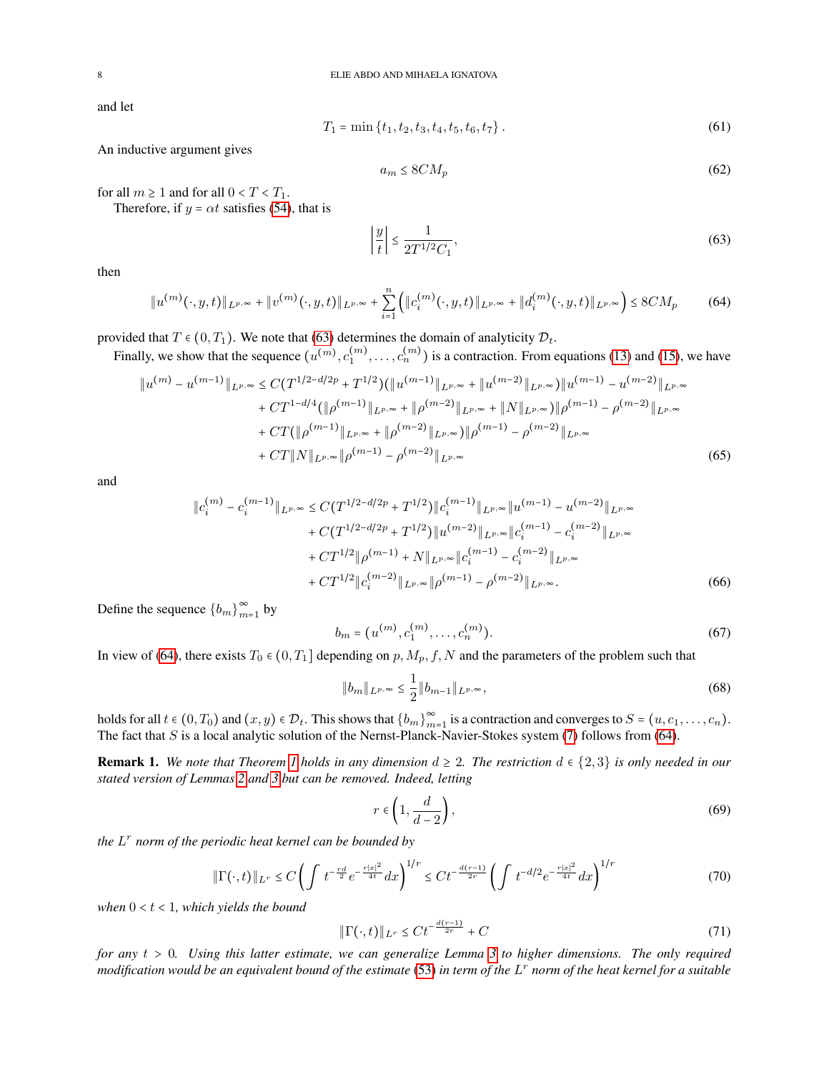and let

$$T_1 = \min\{t_1, t_2, t_3, t_4, t_5, t_6, t_7\}. \tag{61}$$

An inductive argument gives

$$a_m \le 8CM_p \tag{62}$$

for all $m \ge 1$ and for all $0 < T < T_1$.

Therefore, if $y = \alpha t$ satisfies (54), that is

$$\left|\frac{y}{t}\right| \le \frac{1}{2T^{1/2}C_1}, \tag{63}$$

then

$$\|u^{(m)}(\cdot,y,t)\|_{L^{p,\infty}} + \|v^{(m)}(\cdot,y,t)\|_{L^{p,\infty}} + \sum_{i=1}^{n}\left(\|c_i^{(m)}(\cdot,y,t)\|_{L^{p,\infty}} + \|d_i^{(m)}(\cdot,y,t)\|_{L^{p,\infty}}\right) \le 8CM_p \tag{64}$$

provided that $T \in (0, T_1)$. We note that (63) determines the domain of analyticity $\mathcal{D}_t$.

Finally, we show that the sequence $(u^{(m)}, c_1^{(m)}, \dots, c_n^{(m)})$ is a contraction. From equations (13) and (15), we have

$$\begin{aligned}
\|u^{(m)} - u^{(m-1)}\|_{L^{p,\infty}} &\le C(T^{1/2-d/2p} + T^{1/2})(\|u^{(m-1)}\|_{L^{p,\infty}} + \|u^{(m-2)}\|_{L^{p,\infty}})\|u^{(m-1)} - u^{(m-2)}\|_{L^{p,\infty}} \\
&\quad + CT^{1-d/4}(\|\rho^{(m-1)}\|_{L^{p,\infty}} + \|\rho^{(m-2)}\|_{L^{p,\infty}} + \|N\|_{L^{p,\infty}})\|\rho^{(m-1)} - \rho^{(m-2)}\|_{L^{p,\infty}} \\
&\quad + CT(\|\rho^{(m-1)}\|_{L^{p,\infty}} + \|\rho^{(m-2)}\|_{L^{p,\infty}})\|\rho^{(m-1)} - \rho^{(m-2)}\|_{L^{p,\infty}} \\
&\quad + CT\|N\|_{L^{p,\infty}}\|\rho^{(m-1)} - \rho^{(m-2)}\|_{L^{p,\infty}}
\end{aligned} \tag{65}$$

and

$$\begin{aligned}
\|c_i^{(m)} - c_i^{(m-1)}\|_{L^{p,\infty}} &\le C(T^{1/2-d/2p} + T^{1/2})\|c_i^{(m-1)}\|_{L^{p,\infty}}\|u^{(m-1)} - u^{(m-2)}\|_{L^{p,\infty}} \\
&\quad + C(T^{1/2-d/2p} + T^{1/2})\|u^{(m-2)}\|_{L^{p,\infty}}\|c_i^{(m-1)} - c_i^{(m-2)}\|_{L^{p,\infty}} \\
&\quad + CT^{1/2}\|\rho^{(m-1)} + N\|_{L^{p,\infty}}\|c_i^{(m-1)} - c_i^{(m-2)}\|_{L^{p,\infty}} \\
&\quad + CT^{1/2}\|c_i^{(m-2)}\|_{L^{p,\infty}}\|\rho^{(m-1)} - \rho^{(m-2)}\|_{L^{p,\infty}}.
\end{aligned} \tag{66}$$

Define the sequence $\{b_m\}_{m=1}^{\infty}$ by

$$b_m = (u^{(m)}, c_1^{(m)}, \dots, c_n^{(m)}). \tag{67}$$

In view of (64), there exists $T_0 \in (0, T_1]$ depending on $p, M_p, f, N$ and the parameters of the problem such that

$$\|b_m\|_{L^{p,\infty}} \le \frac{1}{2}\|b_{m-1}\|_{L^{p,\infty}}, \tag{68}$$

holds for all $t \in (0, T_0)$ and $(x, y) \in \mathcal{D}_t$. This shows that $\{b_m\}_{m=1}^{\infty}$ is a contraction and converges to $S = (u, c_1, \dots, c_n)$. The fact that $S$ is a local analytic solution of the Nernst-Planck-Navier-Stokes system (7) follows from (64).

**Remark 1.** *We note that Theorem 1 holds in any dimension $d \ge 2$. The restriction $d \in \{2, 3\}$ is only needed in our stated version of Lemmas 2 and 3 but can be removed. Indeed, letting*

$$r \in \left(1, \frac{d}{d-2}\right), \tag{69}$$

*the $L^r$ norm of the periodic heat kernel can be bounded by*

$$\|\Gamma(\cdot,t)\|_{L^r} \le C\left(\int t^{-\frac{rd}{2}} e^{-\frac{r|x|^2}{4t}} dx\right)^{1/r} \le Ct^{-\frac{d(r-1)}{2r}}\left(\int t^{-d/2} e^{-\frac{r|x|^2}{4t}} dx\right)^{1/r} \tag{70}$$

*when $0 < t < 1$, which yields the bound*

$$\|\Gamma(\cdot,t)\|_{L^r} \le Ct^{-\frac{d(r-1)}{2r}} + C \tag{71}$$

*for any $t > 0$. Using this latter estimate, we can generalize Lemma 3 to higher dimensions. The only required modification would be an equivalent bound of the estimate (53) in term of the $L^r$ norm of the heat kernel for a suitable*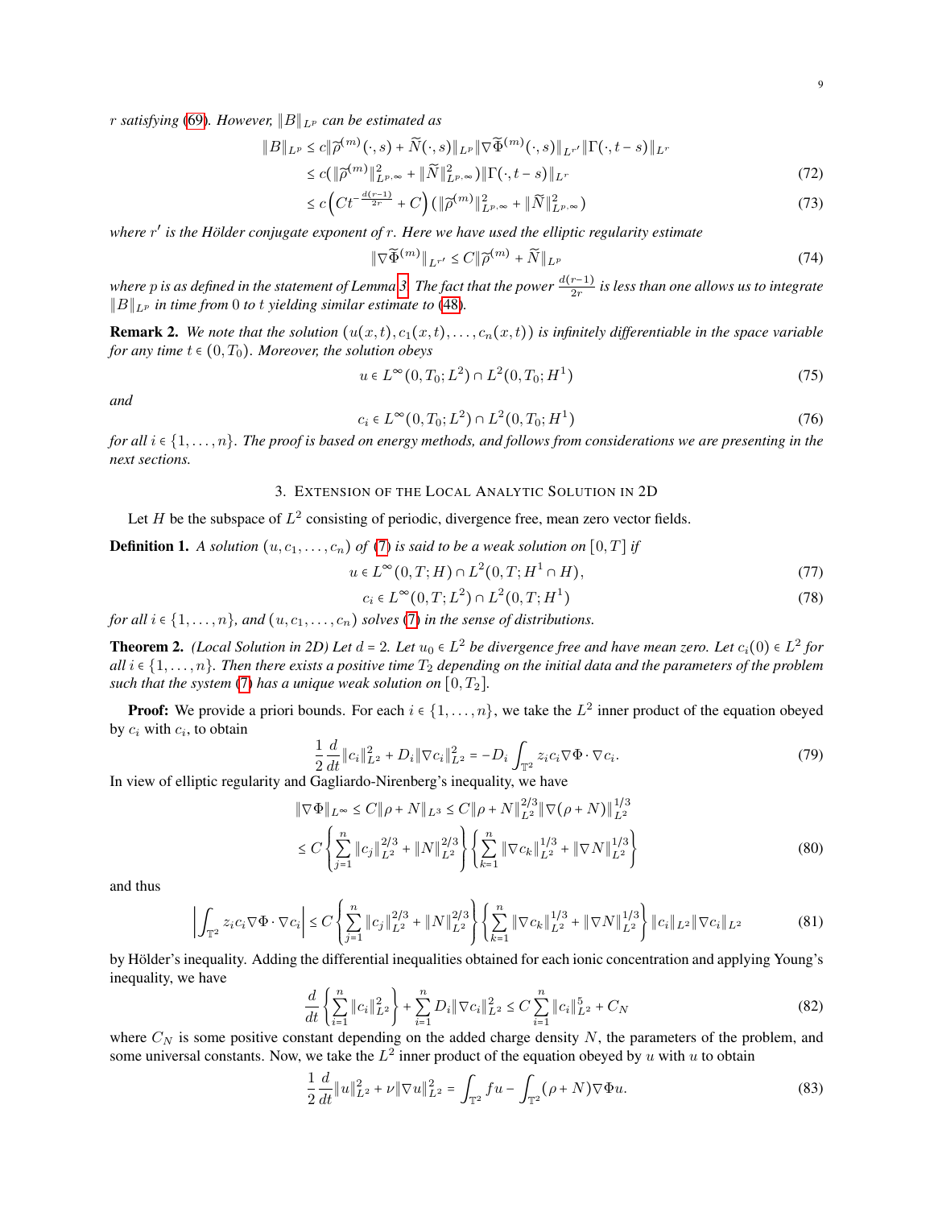*$r$ satisfying (69). However, $\|B\|_{L^p}$ can be estimated as*

$$\|B\|_{L^p} \le c\|\widetilde{\rho}^{(m)}(\cdot,s) + \widetilde{N}(\cdot,s)\|_{L^p}\|\nabla\widetilde{\Phi}^{(m)}(\cdot,s)\|_{L^{r'}}\|\Gamma(\cdot,t-s)\|_{L^r}$$

$$\le c(\|\widetilde{\rho}^{(m)}\|^2_{L^{p,\infty}} + \|\widetilde{N}\|^2_{L^{p,\infty}})\|\Gamma(\cdot,t-s)\|_{L^r} \tag{72}$$

$$\le c\left(Ct^{-\frac{d(r-1)}{2r}} + C\right)(\|\widetilde{\rho}^{(m)}\|^2_{L^{p,\infty}} + \|\widetilde{N}\|^2_{L^{p,\infty}}) \tag{73}$$

*where $r'$ is the Hölder conjugate exponent of $r$. Here we have used the elliptic regularity estimate*

$$\|\nabla\widetilde{\Phi}^{(m)}\|_{L^{r'}} \le C\|\widetilde{\rho}^{(m)} + \widetilde{N}\|_{L^p} \tag{74}$$

*where $p$ is as defined in the statement of Lemma 3. The fact that the power $\frac{d(r-1)}{2r}$ is less than one allows us to integrate $\|B\|_{L^p}$ in time from $0$ to $t$ yielding similar estimate to (48).*

**Remark 2.** *We note that the solution $(u(x,t), c_1(x,t), \dots, c_n(x,t))$ is infinitely differentiable in the space variable for any time $t \in (0, T_0)$. Moreover, the solution obeys*

$$u \in L^\infty(0,T_0;L^2) \cap L^2(0,T_0;H^1) \tag{75}$$

*and*

$$c_i \in L^\infty(0,T_0;L^2) \cap L^2(0,T_0;H^1) \tag{76}$$

*for all $i \in \{1,\dots,n\}$. The proof is based on energy methods, and follows from considerations we are presenting in the next sections.*

## 3. Extension of the Local Analytic Solution in 2D

Let $H$ be the subspace of $L^2$ consisting of periodic, divergence free, mean zero vector fields.

**Definition 1.** *A solution $(u, c_1, \dots, c_n)$ of (7) is said to be a weak solution on $[0,T]$ if*

$$u \in L^\infty(0,T;H) \cap L^2(0,T;H^1 \cap H), \tag{77}$$

$$c_i \in L^\infty(0,T;L^2) \cap L^2(0,T;H^1) \tag{78}$$

*for all $i \in \{1,\dots,n\}$, and $(u, c_1, \dots, c_n)$ solves (7) in the sense of distributions.*

**Theorem 2.** *(Local Solution in 2D) Let $d = 2$. Let $u_0 \in L^2$ be divergence free and have mean zero. Let $c_i(0) \in L^2$ for all $i \in \{1,\dots,n\}$. Then there exists a positive time $T_2$ depending on the initial data and the parameters of the problem such that the system (7) has a unique weak solution on $[0,T_2]$.*

**Proof:** We provide a priori bounds. For each $i \in \{1,\dots,n\}$, we take the $L^2$ inner product of the equation obeyed by $c_i$ with $c_i$, to obtain

$$\frac{1}{2}\frac{d}{dt}\|c_i\|^2_{L^2} + D_i\|\nabla c_i\|^2_{L^2} = -D_i\int_{\mathbb{T}^2} z_i c_i \nabla\Phi \cdot \nabla c_i. \tag{79}$$

In view of elliptic regularity and Gagliardo-Nirenberg's inequality, we have

$$\|\nabla\Phi\|_{L^\infty} \le C\|\rho + N\|_{L^3} \le C\|\rho + N\|^{2/3}_{L^2}\|\nabla(\rho + N)\|^{1/3}_{L^2}$$

$$\le C\left\{\sum_{j=1}^n \|c_j\|^{2/3}_{L^2} + \|N\|^{2/3}_{L^2}\right\}\left\{\sum_{k=1}^n \|\nabla c_k\|^{1/3}_{L^2} + \|\nabla N\|^{1/3}_{L^2}\right\} \tag{80}$$

and thus

$$\left|\int_{\mathbb{T}^2} z_i c_i \nabla\Phi \cdot \nabla c_i\right| \le C\left\{\sum_{j=1}^n \|c_j\|^{2/3}_{L^2} + \|N\|^{2/3}_{L^2}\right\}\left\{\sum_{k=1}^n \|\nabla c_k\|^{1/3}_{L^2} + \|\nabla N\|^{1/3}_{L^2}\right\}\|c_i\|_{L^2}\|\nabla c_i\|_{L^2} \tag{81}$$

by Hölder's inequality. Adding the differential inequalities obtained for each ionic concentration and applying Young's inequality, we have

$$\frac{d}{dt}\left\{\sum_{i=1}^n \|c_i\|^2_{L^2}\right\} + \sum_{i=1}^n D_i\|\nabla c_i\|^2_{L^2} \le C\sum_{i=1}^n \|c_i\|^5_{L^2} + C_N \tag{82}$$

where $C_N$ is some positive constant depending on the added charge density $N$, the parameters of the problem, and some universal constants. Now, we take the $L^2$ inner product of the equation obeyed by $u$ with $u$ to obtain

$$\frac{1}{2}\frac{d}{dt}\|u\|^2_{L^2} + \nu\|\nabla u\|^2_{L^2} = \int_{\mathbb{T}^2} fu - \int_{\mathbb{T}^2}(\rho + N)\nabla\Phi u. \tag{83}$$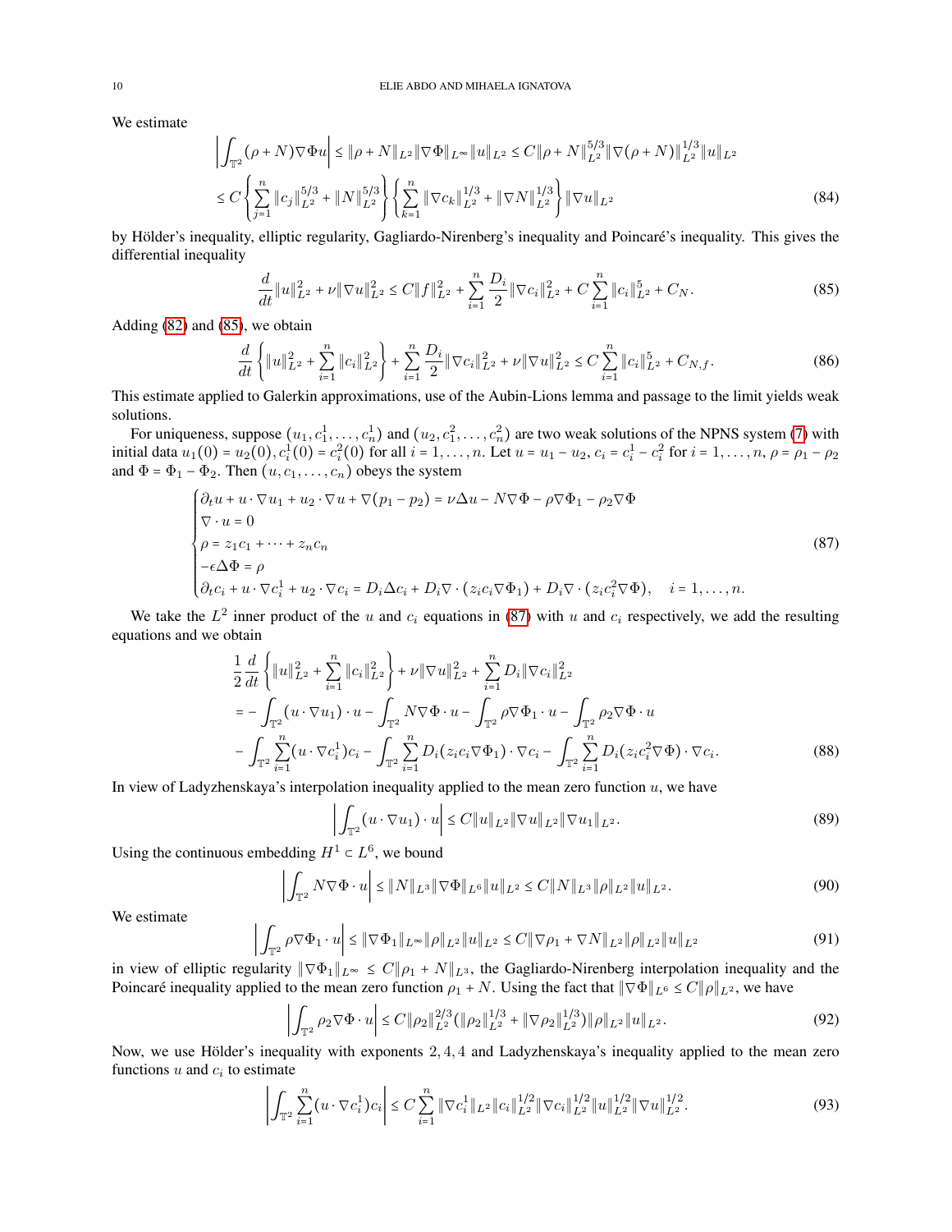We estimate

$$
\begin{aligned}
\left|\int_{\mathbb{T}^2} (\rho + N)\nabla \Phi u\right| &\le \|\rho + N\|_{L^2}\|\nabla \Phi\|_{L^\infty}\|u\|_{L^2} \le C\|\rho + N\|_{L^2}^{5/3}\|\nabla(\rho + N)\|_{L^2}^{1/3}\|u\|_{L^2}\\
&\le C\left\{\sum_{j=1}^n \|c_j\|_{L^2}^{5/3} + \|N\|_{L^2}^{5/3}\right\}\left\{\sum_{k=1}^n \|\nabla c_k\|_{L^2}^{1/3} + \|\nabla N\|_{L^2}^{1/3}\right\}\|\nabla u\|_{L^2}
\end{aligned}
\tag{84}
$$

by Hölder's inequality, elliptic regularity, Gagliardo-Nirenberg's inequality and Poincaré's inequality. This gives the differential inequality

$$
\frac{d}{dt}\|u\|_{L^2}^2 + \nu\|\nabla u\|_{L^2}^2 \le C\|f\|_{L^2}^2 + \sum_{i=1}^n \frac{D_i}{2}\|\nabla c_i\|_{L^2}^2 + C\sum_{i=1}^n \|c_i\|_{L^2}^5 + C_N. \tag{85}
$$

Adding (82) and (85), we obtain

$$
\frac{d}{dt}\left\{\|u\|_{L^2}^2 + \sum_{i=1}^n \|c_i\|_{L^2}^2\right\} + \sum_{i=1}^n \frac{D_i}{2}\|\nabla c_i\|_{L^2}^2 + \nu\|\nabla u\|_{L^2}^2 \le C\sum_{i=1}^n \|c_i\|_{L^2}^5 + C_{N,f}. \tag{86}
$$

This estimate applied to Galerkin approximations, use of the Aubin-Lions lemma and passage to the limit yields weak solutions.

For uniqueness, suppose $(u_1, c_1^1, \dots, c_n^1)$ and $(u_2, c_1^2, \dots, c_n^2)$ are two weak solutions of the NPNS system (7) with initial data $u_1(0) = u_2(0), c_i^1(0) = c_i^2(0)$ for all $i = 1, \dots, n$. Let $u = u_1 - u_2$, $c_i = c_i^1 - c_i^2$ for $i = 1, \dots, n$, $\rho = \rho_1 - \rho_2$ and $\Phi = \Phi_1 - \Phi_2$. Then $(u, c_1, \dots, c_n)$ obeys the system

$$
\begin{cases}
\partial_t u + u \cdot \nabla u_1 + u_2 \cdot \nabla u + \nabla(p_1 - p_2) = \nu\Delta u - N\nabla\Phi - \rho\nabla\Phi_1 - \rho_2\nabla\Phi\\
\nabla \cdot u = 0\\
\rho = z_1 c_1 + \dots + z_n c_n\\
-\epsilon\Delta\Phi = \rho\\
\partial_t c_i + u \cdot \nabla c_i^1 + u_2 \cdot \nabla c_i = D_i\Delta c_i + D_i \nabla\cdot(z_i c_i \nabla\Phi_1) + D_i\nabla\cdot(z_i c_i^2 \nabla\Phi), \quad i = 1, \dots, n.
\end{cases}
\tag{87}
$$

We take the $L^2$ inner product of the $u$ and $c_i$ equations in (87) with $u$ and $c_i$ respectively, we add the resulting equations and we obtain

$$
\begin{aligned}
&\frac{1}{2}\frac{d}{dt}\left\{\|u\|_{L^2}^2 + \sum_{i=1}^n \|c_i\|_{L^2}^2\right\} + \nu\|\nabla u\|_{L^2}^2 + \sum_{i=1}^n D_i\|\nabla c_i\|_{L^2}^2\\
&= -\int_{\mathbb{T}^2}(u\cdot\nabla u_1)\cdot u - \int_{\mathbb{T}^2} N\nabla\Phi\cdot u - \int_{\mathbb{T}^2}\rho\nabla\Phi_1\cdot u - \int_{\mathbb{T}^2}\rho_2\nabla\Phi\cdot u\\
&\quad - \int_{\mathbb{T}^2}\sum_{i=1}^n (u\cdot\nabla c_i^1)c_i - \int_{\mathbb{T}^2}\sum_{i=1}^n D_i(z_i c_i\nabla\Phi_1)\cdot\nabla c_i - \int_{\mathbb{T}^2}\sum_{i=1}^n D_i(z_i c_i^2\nabla\Phi)\cdot\nabla c_i.
\end{aligned}
\tag{88}
$$

In view of Ladyzhenskaya's interpolation inequality applied to the mean zero function $u$, we have

$$
\left|\int_{\mathbb{T}^2}(u\cdot\nabla u_1)\cdot u\right| \le C\|u\|_{L^2}\|\nabla u\|_{L^2}\|\nabla u_1\|_{L^2}. \tag{89}
$$

Using the continuous embedding $H^1 \subset L^6$, we bound

$$
\left|\int_{\mathbb{T}^2} N\nabla\Phi\cdot u\right| \le \|N\|_{L^3}\|\nabla\Phi\|_{L^6}\|u\|_{L^2} \le C\|N\|_{L^3}\|\rho\|_{L^2}\|u\|_{L^2}. \tag{90}
$$

We estimate

$$
\left|\int_{\mathbb{T}^2}\rho\nabla\Phi_1\cdot u\right| \le \|\nabla\Phi_1\|_{L^\infty}\|\rho\|_{L^2}\|u\|_{L^2} \le C\|\nabla\rho_1 + \nabla N\|_{L^2}\|\rho\|_{L^2}\|u\|_{L^2} \tag{91}
$$

in view of elliptic regularity $\|\nabla\Phi_1\|_{L^\infty} \le C\|\rho_1 + N\|_{L^3}$, the Gagliardo-Nirenberg interpolation inequality and the Poincaré inequality applied to the mean zero function $\rho_1 + N$. Using the fact that $\|\nabla\Phi\|_{L^6} \le C\|\rho\|_{L^2}$, we have

$$
\left|\int_{\mathbb{T}^2}\rho_2\nabla\Phi\cdot u\right| \le C\|\rho_2\|_{L^2}^{2/3}(\|\rho_2\|_{L^2}^{1/3} + \|\nabla\rho_2\|_{L^2}^{1/3})\|\rho\|_{L^2}\|u\|_{L^2}. \tag{92}
$$

Now, we use Hölder's inequality with exponents $2, 4, 4$ and Ladyzhenskaya's inequality applied to the mean zero functions $u$ and $c_i$ to estimate

$$
\left|\int_{\mathbb{T}^2}\sum_{i=1}^n (u\cdot\nabla c_i^1)c_i\right| \le C\sum_{i=1}^n \|\nabla c_i^1\|_{L^2}\|c_i\|_{L^2}^{1/2}\|\nabla c_i\|_{L^2}^{1/2}\|u\|_{L^2}^{1/2}\|\nabla u\|_{L^2}^{1/2}. \tag{93}
$$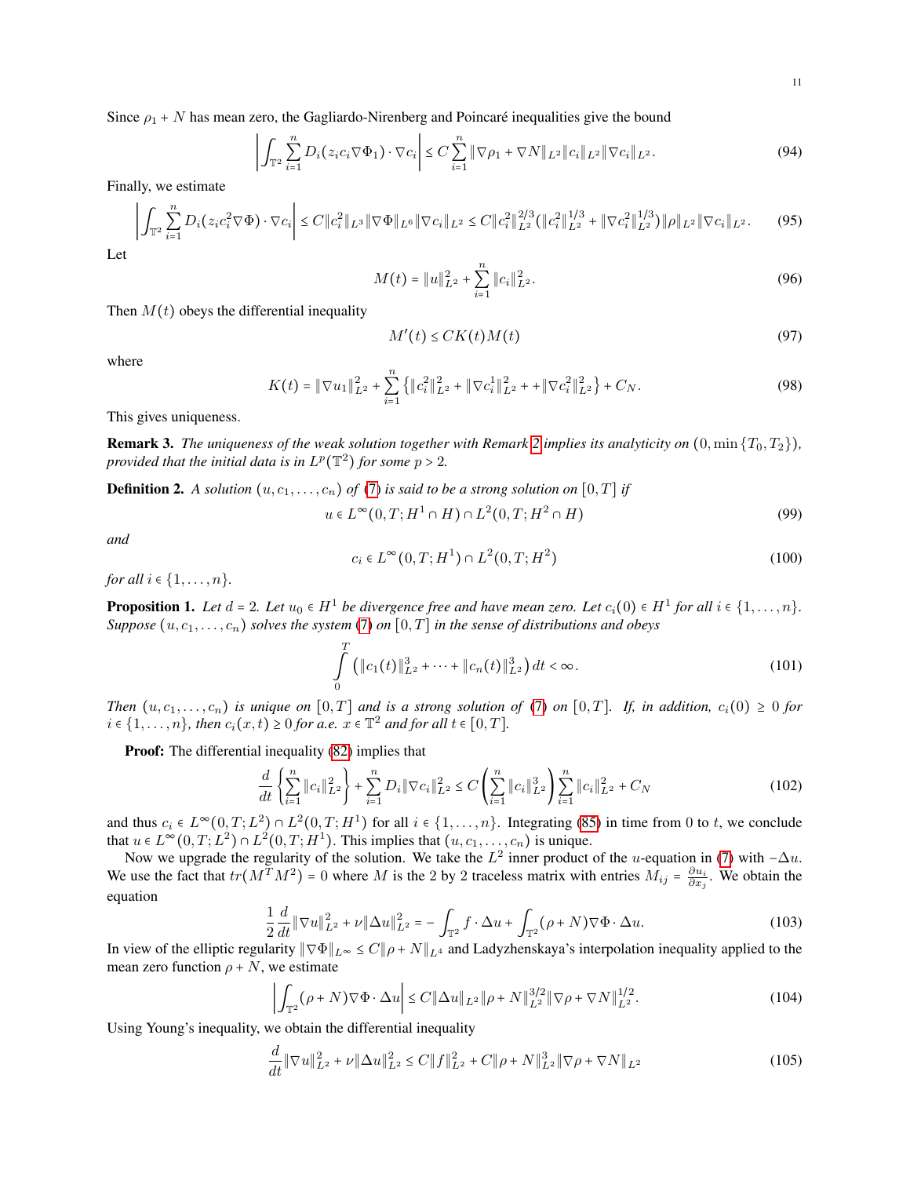Since $\rho_1 + N$ has mean zero, the Gagliardo-Nirenberg and Poincaré inequalities give the bound

$$\left| \int_{\mathbb{T}^2} \sum_{i=1}^n D_i (z_i c_i \nabla \Phi_1) \cdot \nabla c_i \right| \le C \sum_{i=1}^n \|\nabla \rho_1 + \nabla N\|_{L^2} \|c_i\|_{L^2} \|\nabla c_i\|_{L^2}. \tag{94}$$

Finally, we estimate

$$\left| \int_{\mathbb{T}^2} \sum_{i=1}^n D_i (z_i c_i^2 \nabla \Phi) \cdot \nabla c_i \right| \le C \|c_i^2\|_{L^3} \|\nabla \Phi\|_{L^6} \|\nabla c_i\|_{L^2} \le C \|c_i^2\|_{L^2}^{2/3} (\|c_i^2\|_{L^2}^{1/3} + \|\nabla c_i^2\|_{L^2}^{1/3}) \|\rho\|_{L^2} \|\nabla c_i\|_{L^2}. \tag{95}$$

Let

$$M(t) = \|u\|_{L^2}^2 + \sum_{i=1}^n \|c_i\|_{L^2}^2. \tag{96}$$

Then $M(t)$ obeys the differential inequality

$$M'(t) \le C K(t) M(t) \tag{97}$$

where

$$K(t) = \|\nabla u_1\|_{L^2}^2 + \sum_{i=1}^n \left\{ \|c_i^2\|_{L^2}^2 + \|\nabla c_i^1\|_{L^2}^2 + + \|\nabla c_i^2\|_{L^2}^2 \right\} + C_N. \tag{98}$$

This gives uniqueness.

**Remark 3.** *The uniqueness of the weak solution together with Remark 2 implies its analyticity on $(0, \min\{T_0, T_2\})$, provided that the initial data is in $L^p(\mathbb{T}^2)$ for some $p > 2$.*

**Definition 2.** *A solution $(u, c_1, \dots, c_n)$ of (7) is said to be a strong solution on $[0,T]$ if*

$$u \in L^\infty(0,T; H^1 \cap H) \cap L^2(0,T; H^2 \cap H) \tag{99}$$

*and*

$$c_i \in L^\infty(0,T; H^1) \cap L^2(0,T; H^2) \tag{100}$$

*for all $i \in \{1, \dots, n\}$.*

**Proposition 1.** *Let $d = 2$. Let $u_0 \in H^1$ be divergence free and have mean zero. Let $c_i(0) \in H^1$ for all $i \in \{1, \dots, n\}$. Suppose $(u, c_1, \dots, c_n)$ solves the system (7) on $[0,T]$ in the sense of distributions and obeys*

$$\int_0^T \left( \|c_1(t)\|_{L^2}^3 + \dots + \|c_n(t)\|_{L^2}^3 \right) dt < \infty. \tag{101}$$

*Then $(u, c_1, \dots, c_n)$ is unique on $[0,T]$ and is a strong solution of (7) on $[0,T]$. If, in addition, $c_i(0) \ge 0$ for $i \in \{1, \dots, n\}$, then $c_i(x,t) \ge 0$ for a.e. $x \in \mathbb{T}^2$ and for all $t \in [0,T]$.*

**Proof:** The differential inequality (82) implies that

$$\frac{d}{dt} \left\{ \sum_{i=1}^n \|c_i\|_{L^2}^2 \right\} + \sum_{i=1}^n D_i \|\nabla c_i\|_{L^2}^2 \le C \left( \sum_{i=1}^n \|c_i\|_{L^2}^3 \right) \sum_{i=1}^n \|c_i\|_{L^2}^2 + C_N \tag{102}$$

and thus $c_i \in L^\infty(0,T; L^2) \cap L^2(0,T; H^1)$ for all $i \in \{1, \dots, n\}$. Integrating (85) in time from 0 to $t$, we conclude that $u \in L^\infty(0,T; L^2) \cap L^2(0,T; H^1)$. This implies that $(u, c_1, \dots, c_n)$ is unique.

Now we upgrade the regularity of the solution. We take the $L^2$ inner product of the $u$-equation in (7) with $-\Delta u$. We use the fact that $tr(M^T M^2) = 0$ where $M$ is the 2 by 2 traceless matrix with entries $M_{ij} = \frac{\partial u_i}{\partial x_j}$. We obtain the equation

$$\frac{1}{2} \frac{d}{dt} \|\nabla u\|_{L^2}^2 + \nu \|\Delta u\|_{L^2}^2 = -\int_{\mathbb{T}^2} f \cdot \Delta u + \int_{\mathbb{T}^2} (\rho + N) \nabla \Phi \cdot \Delta u. \tag{103}$$

In view of the elliptic regularity $\|\nabla \Phi\|_{L^\infty} \le C \|\rho + N\|_{L^4}$ and Ladyzhenskaya's interpolation inequality applied to the mean zero function $\rho + N$, we estimate

$$\left| \int_{\mathbb{T}^2} (\rho + N) \nabla \Phi \cdot \Delta u \right| \le C \|\Delta u\|_{L^2} \|\rho + N\|_{L^2}^{3/2} \|\nabla \rho + \nabla N\|_{L^2}^{1/2}. \tag{104}$$

Using Young's inequality, we obtain the differential inequality

$$\frac{d}{dt} \|\nabla u\|_{L^2}^2 + \nu \|\Delta u\|_{L^2}^2 \le C \|f\|_{L^2}^2 + C \|\rho + N\|_{L^2}^3 \|\nabla \rho + \nabla N\|_{L^2} \tag{105}$$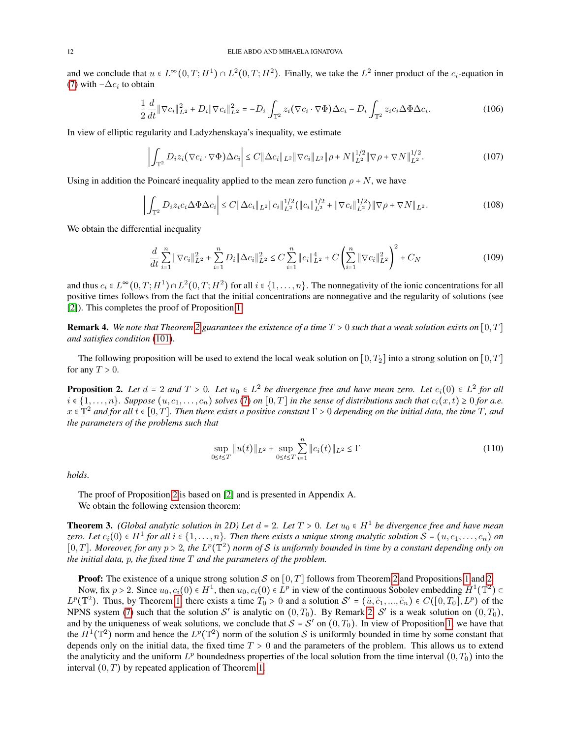and we conclude that $u \in L^\infty(0,T;H^1) \cap L^2(0,T;H^2)$. Finally, we take the $L^2$ inner product of the $c_i$-equation in (7) with $-\Delta c_i$ to obtain

$$\frac{1}{2}\frac{d}{dt}\|\nabla c_i\|_{L^2}^2 + D_i\|\nabla c_i\|_{L^2}^2 = -D_i\int_{\mathbb{T}^2} z_i(\nabla c_i \cdot \nabla \Phi)\Delta c_i - D_i\int_{\mathbb{T}^2} z_i c_i \Delta\Phi\Delta c_i. \tag{106}$$

In view of elliptic regularity and Ladyzhenskaya's inequality, we estimate

$$\left|\int_{\mathbb{T}^2} D_i z_i (\nabla c_i \cdot \nabla\Phi)\Delta c_i\right| \le C\|\Delta c_i\|_{L^2}\|\nabla c_i\|_{L^2}\|\rho + N\|_{L^2}^{1/2}\|\nabla\rho + \nabla N\|_{L^2}^{1/2}. \tag{107}$$

Using in addition the Poincaré inequality applied to the mean zero function $\rho + N$, we have

$$\left|\int_{\mathbb{T}^2} D_i z_i c_i \Delta\Phi\Delta c_i\right| \le C\|\Delta c_i\|_{L^2}\|c_i\|_{L^2}^{1/2}(\|c_i\|_{L^2}^{1/2} + \|\nabla c_i\|_{L^2}^{1/2})\|\nabla\rho + \nabla N\|_{L^2}. \tag{108}$$

We obtain the differential inequality

$$\frac{d}{dt}\sum_{i=1}^n \|\nabla c_i\|_{L^2}^2 + \sum_{i=1}^n D_i\|\Delta c_i\|_{L^2}^2 \le C\sum_{i=1}^n \|c_i\|_{L^2}^4 + C\left(\sum_{i=1}^n \|\nabla c_i\|_{L^2}^2\right)^2 + C_N \tag{109}$$

and thus $c_i \in L^\infty(0,T;H^1) \cap L^2(0,T;H^2)$ for all $i \in \{1,\dots,n\}$. The nonnegativity of the ionic concentrations for all positive times follows from the fact that the initial concentrations are nonnegative and the regularity of solutions (see [2]). This completes the proof of Proposition 1.

**Remark 4.** *We note that Theorem 2 guarantees the existence of a time $T > 0$ such that a weak solution exists on $[0,T]$ and satisfies condition (101).*

The following proposition will be used to extend the local weak solution on $[0,T_2]$ into a strong solution on $[0,T]$ for any $T > 0$.

**Proposition 2.** *Let $d = 2$ and $T > 0$. Let $u_0 \in L^2$ be divergence free and have mean zero. Let $c_i(0) \in L^2$ for all $i \in \{1,\dots,n\}$. Suppose $(u, c_1, \dots, c_n)$ solves (7) on $[0,T]$ in the sense of distributions such that $c_i(x,t) \ge 0$ for a.e. $x \in \mathbb{T}^2$ and for all $t \in [0,T]$. Then there exists a positive constant $\Gamma > 0$ depending on the initial data, the time $T$, and the parameters of the problems such that*

$$\sup_{0\le t\le T}\|u(t)\|_{L^2} + \sup_{0\le t\le T}\sum_{i=1}^n \|c_i(t)\|_{L^2} \le \Gamma \tag{110}$$

*holds.*

The proof of Proposition 2 is based on [2] and is presented in Appendix A.
We obtain the following extension theorem:

**Theorem 3.** *(Global analytic solution in 2D) Let $d = 2$. Let $T > 0$. Let $u_0 \in H^1$ be divergence free and have mean zero. Let $c_i(0) \in H^1$ for all $i \in \{1,\dots,n\}$. Then there exists a unique strong analytic solution $\mathcal{S} = (u, c_1, \dots, c_n)$ on $[0,T]$. Moreover, for any $p > 2$, the $L^p(\mathbb{T}^2)$ norm of $\mathcal{S}$ is uniformly bounded in time by a constant depending only on the initial data, $p$, the fixed time $T$ and the parameters of the problem.*

**Proof:** The existence of a unique strong solution $\mathcal{S}$ on $[0,T]$ follows from Theorem 2 and Propositions 1 and 2.

Now, fix $p > 2$. Since $u_0, c_i(0) \in H^1$, then $u_0, c_i(0) \in L^p$ in view of the continuous Sobolev embedding $H^1(\mathbb{T}^2) \subset L^p(\mathbb{T}^2)$. Thus, by Theorem 1, there exists a time $T_0 > 0$ and a solution $\mathcal{S}' = (\tilde{u}, \tilde{c}_1, \dots, \tilde{c}_n) \in C([0,T_0], L^p)$ of the NPNS system (7) such that the solution $\mathcal{S}'$ is analytic on $(0,T_0)$. By Remark 2, $\mathcal{S}'$ is a weak solution on $(0,T_0)$, and by the uniqueness of weak solutions, we conclude that $\mathcal{S} = \mathcal{S}'$ on $(0,T_0)$. In view of Proposition 1, we have that the $H^1(\mathbb{T}^2)$ norm and hence the $L^p(\mathbb{T}^2)$ norm of the solution $\mathcal{S}$ is uniformly bounded in time by some constant that depends only on the initial data, the fixed time $T > 0$ and the parameters of the problem. This allows us to extend the analyticity and the uniform $L^p$ boundedness properties of the local solution from the time interval $(0,T_0)$ into the interval $(0,T)$ by repeated application of Theorem 1.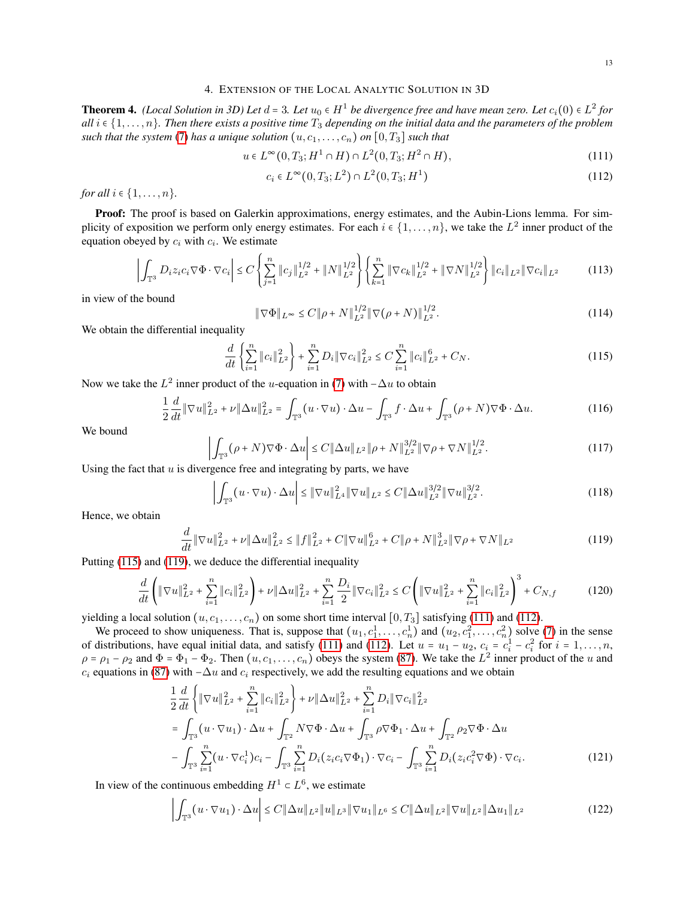## 4. Extension of the Local Analytic Solution in 3D

**Theorem 4.** *(Local Solution in 3D) Let $d = 3$. Let $u_0 \in H^1$ be divergence free and have mean zero. Let $c_i(0) \in L^2$ for all $i \in \{1, \dots, n\}$. Then there exists a positive time $T_3$ depending on the initial data and the parameters of the problem such that the system (7) has a unique solution $(u, c_1, \dots, c_n)$ on $[0, T_3]$ such that*

$$u \in L^\infty(0, T_3; H^1 \cap H) \cap L^2(0, T_3; H^2 \cap H), \tag{111}$$

$$c_i \in L^\infty(0, T_3; L^2) \cap L^2(0, T_3; H^1) \tag{112}$$

*for all $i \in \{1, \dots, n\}$.*

**Proof:** The proof is based on Galerkin approximations, energy estimates, and the Aubin-Lions lemma. For simplicity of exposition we perform only energy estimates. For each $i \in \{1, \dots, n\}$, we take the $L^2$ inner product of the equation obeyed by $c_i$ with $c_i$. We estimate

$$\left| \int_{\mathbb{T}^3} D_i z_i c_i \nabla \Phi \cdot \nabla c_i \right| \le C \left\{ \sum_{j=1}^n \|c_j\|_{L^2}^{1/2} + \|N\|_{L^2}^{1/2} \right\} \left\{ \sum_{k=1}^n \|\nabla c_k\|_{L^2}^{1/2} + \|\nabla N\|_{L^2}^{1/2} \right\} \|c_i\|_{L^2} \|\nabla c_i\|_{L^2} \tag{113}$$

in view of the bound

$$\|\nabla \Phi\|_{L^\infty} \le C \|\rho + N\|_{L^2}^{1/2} \|\nabla(\rho + N)\|_{L^2}^{1/2}. \tag{114}$$

We obtain the differential inequality

$$\frac{d}{dt} \left\{ \sum_{i=1}^n \|c_i\|_{L^2}^2 \right\} + \sum_{i=1}^n D_i \|\nabla c_i\|_{L^2}^2 \le C \sum_{i=1}^n \|c_i\|_{L^2}^6 + C_N. \tag{115}$$

Now we take the $L^2$ inner product of the $u$-equation in (7) with $-\Delta u$ to obtain

$$\frac{1}{2} \frac{d}{dt} \|\nabla u\|_{L^2}^2 + \nu \|\Delta u\|_{L^2}^2 = \int_{\mathbb{T}^3} (u \cdot \nabla u) \cdot \Delta u - \int_{\mathbb{T}^3} f \cdot \Delta u + \int_{\mathbb{T}^3} (\rho + N) \nabla \Phi \cdot \Delta u. \tag{116}$$

We bound

$$\left| \int_{\mathbb{T}^3} (\rho + N) \nabla \Phi \cdot \Delta u \right| \le C \|\Delta u\|_{L^2} \|\rho + N\|_{L^2}^{3/2} \|\nabla \rho + \nabla N\|_{L^2}^{1/2}. \tag{117}$$

Using the fact that $u$ is divergence free and integrating by parts, we have

$$\left| \int_{\mathbb{T}^3} (u \cdot \nabla u) \cdot \Delta u \right| \le \|\nabla u\|_{L^4}^2 \|\nabla u\|_{L^2} \le C \|\Delta u\|_{L^2}^{3/2} \|\nabla u\|_{L^2}^{3/2}. \tag{118}$$

Hence, we obtain

$$\frac{d}{dt} \|\nabla u\|_{L^2}^2 + \nu \|\Delta u\|_{L^2}^2 \le \|f\|_{L^2}^2 + C \|\nabla u\|_{L^2}^6 + C \|\rho + N\|_{L^2}^3 \|\nabla \rho + \nabla N\|_{L^2} \tag{119}$$

Putting (115) and (119), we deduce the differential inequality

$$\frac{d}{dt} \left( \|\nabla u\|_{L^2}^2 + \sum_{i=1}^n \|c_i\|_{L^2}^2 \right) + \nu \|\Delta u\|_{L^2}^2 + \sum_{i=1}^n \frac{D_i}{2} \|\nabla c_i\|_{L^2}^2 \le C \left( \|\nabla u\|_{L^2}^2 + \sum_{i=1}^n \|c_i\|_{L^2}^2 \right)^3 + C_{N,f} \tag{120}$$

yielding a local solution $(u, c_1, \dots, c_n)$ on some short time interval $[0, T_3]$ satisfying (111) and (112).

We proceed to show uniqueness. That is, suppose that $(u_1, c_1^1, \dots, c_n^1)$ and $(u_2, c_1^2, \dots, c_n^2)$ solve (7) in the sense of distributions, have equal initial data, and satisfy (111) and (112). Let $u = u_1 - u_2$, $c_i = c_i^1 - c_i^2$ for $i = 1, \dots, n$, $\rho = \rho_1 - \rho_2$ and $\Phi = \Phi_1 - \Phi_2$. Then $(u, c_1, \dots, c_n)$ obeys the system (87). We take the $L^2$ inner product of the $u$ and $c_i$ equations in (87) with $-\Delta u$ and $c_i$ respectively, we add the resulting equations and we obtain

$$\begin{aligned}
&\frac{1}{2} \frac{d}{dt} \left\{ \|\nabla u\|_{L^2}^2 + \sum_{i=1}^n \|c_i\|_{L^2}^2 \right\} + \nu \|\Delta u\|_{L^2}^2 + \sum_{i=1}^n D_i \|\nabla c_i\|_{L^2}^2 \\
&= \int_{\mathbb{T}^3} (u \cdot \nabla u_1) \cdot \Delta u + \int_{\mathbb{T}^2} N \nabla \Phi \cdot \Delta u + \int_{\mathbb{T}^3} \rho \nabla \Phi_1 \cdot \Delta u + \int_{\mathbb{T}^2} \rho_2 \nabla \Phi \cdot \Delta u \\
&- \int_{\mathbb{T}^3} \sum_{i=1}^n (u \cdot \nabla c_i^1) c_i - \int_{\mathbb{T}^3} \sum_{i=1}^n D_i (z_i c_i \nabla \Phi_1) \cdot \nabla c_i - \int_{\mathbb{T}^3} \sum_{i=1}^n D_i (z_i c_i^2 \nabla \Phi) \cdot \nabla c_i.
\end{aligned} \tag{121}$$

In view of the continuous embedding $H^1 \subset L^6$, we estimate

$$\left| \int_{\mathbb{T}^3} (u \cdot \nabla u_1) \cdot \Delta u \right| \le C \|\Delta u\|_{L^2} \|u\|_{L^3} \|\nabla u_1\|_{L^6} \le C \|\Delta u\|_{L^2} \|\nabla u\|_{L^2} \|\Delta u_1\|_{L^2} \tag{122}$$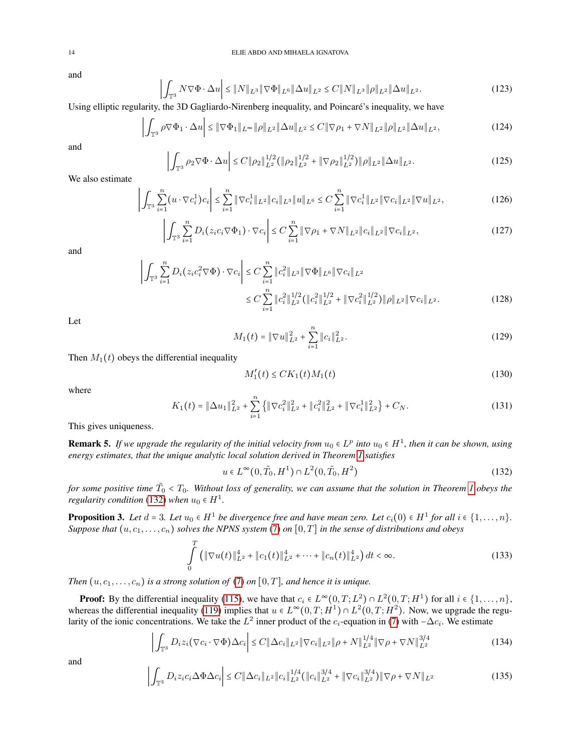and

$$\left| \int_{\mathbb{T}^3} N \nabla \Phi \cdot \Delta u \right| \le \|N\|_{L^3} \|\nabla \Phi\|_{L^6} \|\Delta u\|_{L^2} \le C \|N\|_{L^3} \|\rho\|_{L^2} \|\Delta u\|_{L^2}. \tag{123}$$

Using elliptic regularity, the 3D Gagliardo-Nirenberg inequality, and Poincaré's inequality, we have

$$\left| \int_{\mathbb{T}^3} \rho \nabla \Phi_1 \cdot \Delta u \right| \le \|\nabla \Phi_1\|_{L^\infty} \|\rho\|_{L^2} \|\Delta u\|_{L^2} \le C \|\nabla \rho_1 + \nabla N\|_{L^2} \|\rho\|_{L^2} \|\Delta u\|_{L^2}, \tag{124}$$

and

$$\left| \int_{\mathbb{T}^3} \rho_2 \nabla \Phi \cdot \Delta u \right| \le C \|\rho_2\|_{L^2}^{1/2} (\|\rho_2\|_{L^2}^{1/2} + \|\nabla \rho_2\|_{L^2}^{1/2}) \|\rho\|_{L^2} \|\Delta u\|_{L^2}. \tag{125}$$

We also estimate

$$\left| \int_{\mathbb{T}^3} \sum_{i=1}^n (u \cdot \nabla c_i^1) c_i \right| \le \sum_{i=1}^n \|\nabla c_i^1\|_{L^2} \|c_i\|_{L^3} \|u\|_{L^6} \le C \sum_{i=1}^n \|\nabla c_i^1\|_{L^2} \|\nabla c_i\|_{L^2} \|\nabla u\|_{L^2}, \tag{126}$$

$$\left| \int_{\mathbb{T}^3} \sum_{i=1}^n D_i (z_i c_i \nabla \Phi_1) \cdot \nabla c_i \right| \le C \sum_{i=1}^n \|\nabla \rho_1 + \nabla N\|_{L^2} \|c_i\|_{L^2} \|\nabla c_i\|_{L^2}, \tag{127}$$

and

$$\begin{aligned} \left| \int_{\mathbb{T}^3} \sum_{i=1}^n D_i (z_i c_i^2 \nabla \Phi) \cdot \nabla c_i \right| &\le C \sum_{i=1}^n \|c_i^2\|_{L^3} \|\nabla \Phi\|_{L^6} \|\nabla c_i\|_{L^2} \\ &\le C \sum_{i=1}^n \|c_i^2\|_{L^2}^{1/2} (\|c_i^2\|_{L^2}^{1/2} + \|\nabla c_i^2\|_{L^2}^{1/2}) \|\rho\|_{L^2} \|\nabla c_i\|_{L^2}. \end{aligned} \tag{128}$$

Let

$$M_1(t) = \|\nabla u\|_{L^2}^2 + \sum_{i=1}^n \|c_i\|_{L^2}^2. \tag{129}$$

Then $M_1(t)$ obeys the differential inequality

$$M_1'(t) \le C K_1(t) M_1(t) \tag{130}$$

where

$$K_1(t) = \|\Delta u_1\|_{L^2}^2 + \sum_{i=1}^n \left\{ \|\nabla c_i^2\|_{L^2}^2 + \|c_i^2\|_{L^2}^2 + \|\nabla c_i^1\|_{L^2}^2 \right\} + C_N. \tag{131}$$

This gives uniqueness.

**Remark 5.** *If we upgrade the regularity of the initial velocity from $u_0 \in L^p$ into $u_0 \in H^1$, then it can be shown, using energy estimates, that the unique analytic local solution derived in Theorem 1 satisfies*

$$u \in L^\infty(0, \tilde{T}_0, H^1) \cap L^2(0, \tilde{T}_0, H^2) \tag{132}$$

*for some positive time $\tilde{T}_0 < T_0$. Without loss of generality, we can assume that the solution in Theorem 1 obeys the regularity condition (132) when $u_0 \in H^1$.*

**Proposition 3.** *Let $d = 3$. Let $u_0 \in H^1$ be divergence free and have mean zero. Let $c_i(0) \in H^1$ for all $i \in \{1, \dots, n\}$. Suppose that $(u, c_1, \dots, c_n)$ solves the NPNS system (7) on $[0,T]$ in the sense of distributions and obeys*

$$\int_0^T \left( \|\nabla u(t)\|_{L^2}^4 + \|c_1(t)\|_{L^2}^4 + \dots + \|c_n(t)\|_{L^2}^4 \right) dt < \infty. \tag{133}$$

*Then $(u, c_1, \dots, c_n)$ is a strong solution of (7) on $[0,T]$, and hence it is unique.*

**Proof:** By the differential inequality (115), we have that $c_i \in L^\infty(0,T;L^2) \cap L^2(0,T;H^1)$ for all $i \in \{1, \dots, n\}$, whereas the differential inequality (119) implies that $u \in L^\infty(0,T;H^1) \cap L^2(0,T;H^2)$. Now, we upgrade the regularity of the ionic concentrations. We take the $L^2$ inner product of the $c_i$-equation in (7) with $-\Delta c_i$. We estimate

$$\left| \int_{\mathbb{T}^3} D_i z_i (\nabla c_i \cdot \nabla \Phi) \Delta c_i \right| \le C \|\Delta c_i\|_{L^2} \|\nabla c_i\|_{L^2} \|\rho + N\|_{L^2}^{1/4} \|\nabla \rho + \nabla N\|_{L^2}^{3/4} \tag{134}$$

and

$$\left| \int_{\mathbb{T}^3} D_i z_i c_i \Delta \Phi \Delta c_i \right| \le C \|\Delta c_i\|_{L^2} \|c_i\|_{L^2}^{1/4} (\|c_i\|_{L^2}^{3/4} + \|\nabla c_i\|_{L^2}^{3/4}) \|\nabla \rho + \nabla N\|_{L^2} \tag{135}$$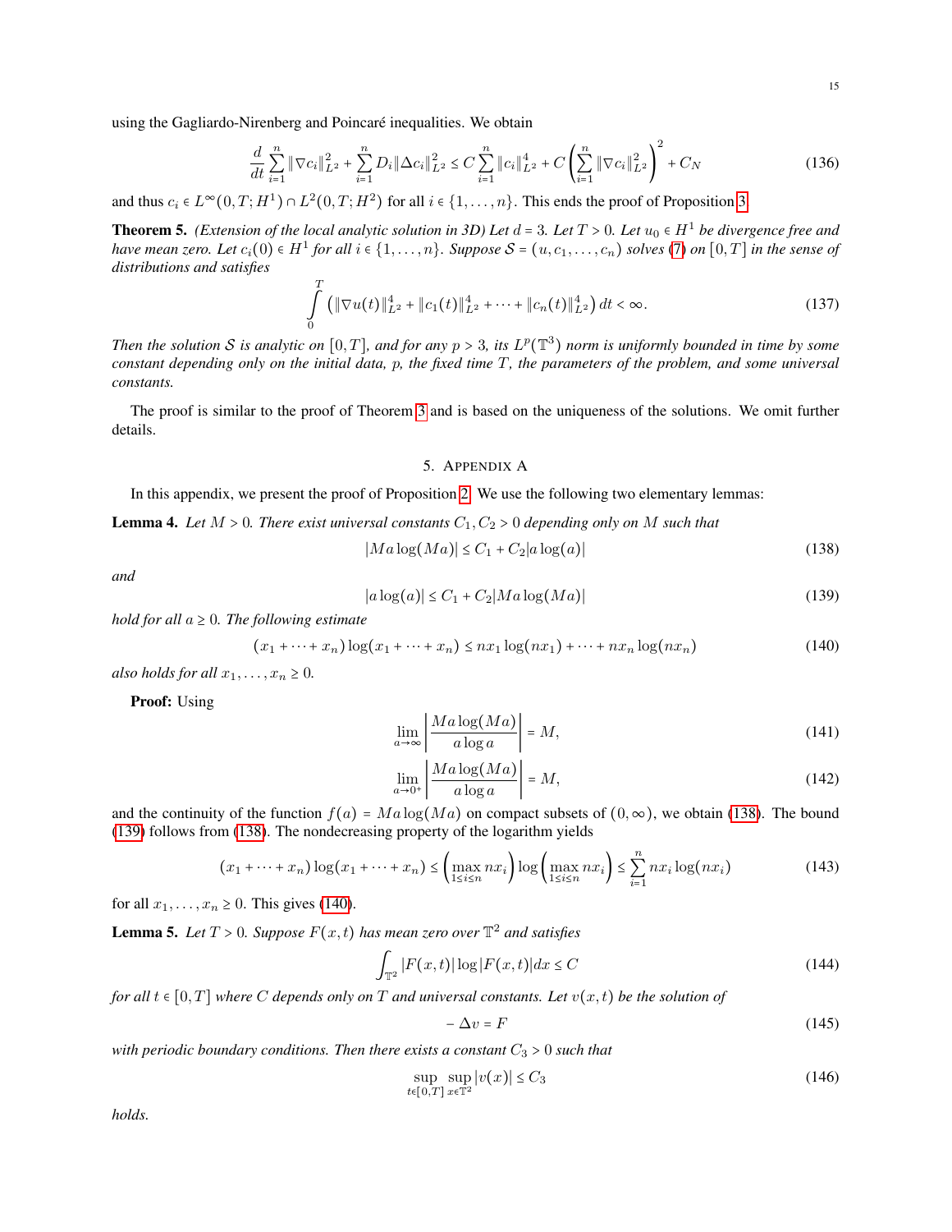using the Gagliardo-Nirenberg and Poincaré inequalities. We obtain

$$\frac{d}{dt}\sum_{i=1}^{n}\|\nabla c_i\|_{L^2}^2 + \sum_{i=1}^{n} D_i\|\Delta c_i\|_{L^2}^2 \le C\sum_{i=1}^{n}\|c_i\|_{L^2}^4 + C\left(\sum_{i=1}^{n}\|\nabla c_i\|_{L^2}^2\right)^2 + C_N \tag{136}$$

and thus $c_i \in L^\infty(0,T;H^1)\cap L^2(0,T;H^2)$ for all $i\in\{1,\dots,n\}$. This ends the proof of Proposition 3.

**Theorem 5.** *(Extension of the local analytic solution in 3D) Let $d=3$. Let $T>0$. Let $u_0\in H^1$ be divergence free and have mean zero. Let $c_i(0)\in H^1$ for all $i\in\{1,\dots,n\}$. Suppose $\mathcal{S}=(u,c_1,\dots,c_n)$ solves (7) on $[0,T]$ in the sense of distributions and satisfies*

$$\int_0^T \left(\|\nabla u(t)\|_{L^2}^4 + \|c_1(t)\|_{L^2}^4 + \dots + \|c_n(t)\|_{L^2}^4\right)dt < \infty. \tag{137}$$

*Then the solution $\mathcal{S}$ is analytic on $[0,T]$, and for any $p>3$, its $L^p(\mathbb{T}^3)$ norm is uniformly bounded in time by some constant depending only on the initial data, $p$, the fixed time $T$, the parameters of the problem, and some universal constants.*

The proof is similar to the proof of Theorem 3 and is based on the uniqueness of the solutions. We omit further details.

## 5. Appendix A

In this appendix, we present the proof of Proposition 2. We use the following two elementary lemmas:

**Lemma 4.** *Let $M>0$. There exist universal constants $C_1, C_2>0$ depending only on $M$ such that*

$$|Ma\log(Ma)| \le C_1 + C_2|a\log(a)| \tag{138}$$

*and*

$$|a\log(a)| \le C_1 + C_2|Ma\log(Ma)| \tag{139}$$

*hold for all $a\ge 0$. The following estimate*

$$(x_1+\dots+x_n)\log(x_1+\dots+x_n) \le nx_1\log(nx_1)+\dots+nx_n\log(nx_n) \tag{140}$$

*also holds for all $x_1,\dots,x_n\ge 0$.*

**Proof:** Using

$$\lim_{a\to\infty}\left|\frac{Ma\log(Ma)}{a\log a}\right| = M, \tag{141}$$

$$\lim_{a\to 0^+}\left|\frac{Ma\log(Ma)}{a\log a}\right| = M, \tag{142}$$

and the continuity of the function $f(a)=Ma\log(Ma)$ on compact subsets of $(0,\infty)$, we obtain (138). The bound (139) follows from (138). The nondecreasing property of the logarithm yields

$$(x_1+\dots+x_n)\log(x_1+\dots+x_n) \le \left(\max_{1\le i\le n} nx_i\right)\log\left(\max_{1\le i\le n} nx_i\right) \le \sum_{i=1}^{n} nx_i\log(nx_i) \tag{143}$$

for all $x_1,\dots,x_n\ge 0$. This gives (140).

**Lemma 5.** *Let $T>0$. Suppose $F(x,t)$ has mean zero over $\mathbb{T}^2$ and satisfies*

$$\int_{\mathbb{T}^2}|F(x,t)|\log|F(x,t)|dx \le C \tag{144}$$

*for all $t\in[0,T]$ where $C$ depends only on $T$ and universal constants. Let $v(x,t)$ be the solution of*

$$-\Delta v = F \tag{145}$$

*with periodic boundary conditions. Then there exists a constant $C_3>0$ such that*

$$\sup_{t\in[0,T]}\sup_{x\in\mathbb{T}^2}|v(x)| \le C_3 \tag{146}$$

*holds.*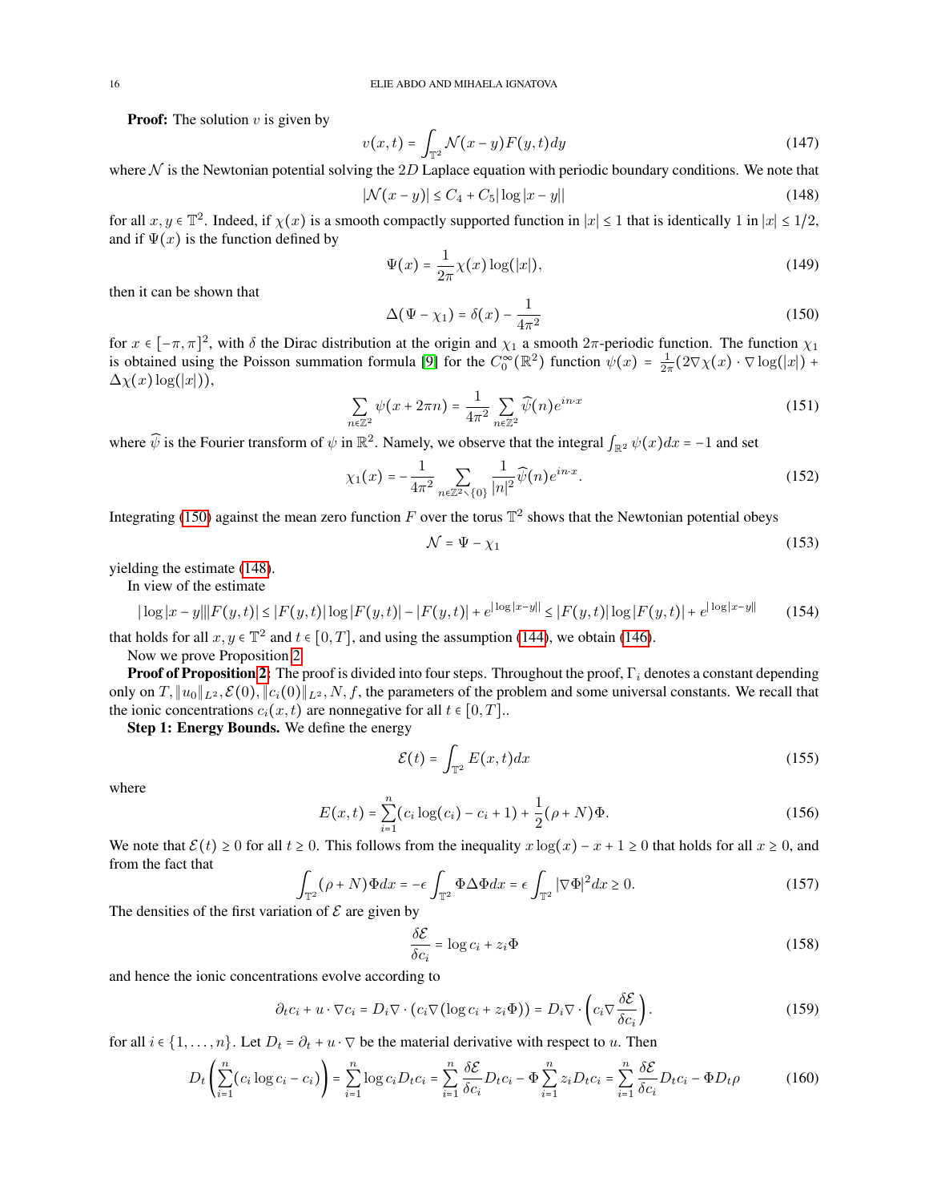**Proof:** The solution $v$ is given by

$$v(x,t) = \int_{\mathbb{T}^2} \mathcal{N}(x-y) F(y,t) dy \tag{147}$$

where $\mathcal{N}$ is the Newtonian potential solving the $2D$ Laplace equation with periodic boundary conditions. We note that

$$|\mathcal{N}(x-y)| \le C_4 + C_5 |\log|x-y|| \tag{148}$$

for all $x, y \in \mathbb{T}^2$. Indeed, if $\chi(x)$ is a smooth compactly supported function in $|x| \le 1$ that is identically $1$ in $|x| \le 1/2$, and if $\Psi(x)$ is the function defined by

$$\Psi(x) = \frac{1}{2\pi} \chi(x) \log(|x|), \tag{149}$$

then it can be shown that

$$\Delta(\Psi - \chi_1) = \delta(x) - \frac{1}{4\pi^2} \tag{150}$$

for $x \in [-\pi, \pi]^2$, with $\delta$ the Dirac distribution at the origin and $\chi_1$ a smooth $2\pi$-periodic function. The function $\chi_1$ is obtained using the Poisson summation formula [9] for the $C_0^\infty(\mathbb{R}^2)$ function $\psi(x) = \frac{1}{2\pi}(2\nabla\chi(x) \cdot \nabla \log(|x|) + \Delta\chi(x)\log(|x|))$,

$$\sum_{n \in \mathbb{Z}^2} \psi(x + 2\pi n) = \frac{1}{4\pi^2} \sum_{n \in \mathbb{Z}^2} \widehat{\psi}(n) e^{in\cdot x} \tag{151}$$

where $\widehat{\psi}$ is the Fourier transform of $\psi$ in $\mathbb{R}^2$. Namely, we observe that the integral $\int_{\mathbb{R}^2} \psi(x) dx = -1$ and set

$$\chi_1(x) = -\frac{1}{4\pi^2} \sum_{n \in \mathbb{Z}^2 \setminus \{0\}} \frac{1}{|n|^2} \widehat{\psi}(n) e^{in\cdot x}. \tag{152}$$

Integrating (150) against the mean zero function $F$ over the torus $\mathbb{T}^2$ shows that the Newtonian potential obeys

$$\mathcal{N} = \Psi - \chi_1 \tag{153}$$

yielding the estimate (148).

In view of the estimate

$$|\log|x-y|||F(y,t)| \le |F(y,t)|\log|F(y,t)| - |F(y,t)| + e^{|\log|x-y||} \le |F(y,t)|\log|F(y,t)| + e^{|\log|x-y||} \tag{154}$$

that holds for all $x, y \in \mathbb{T}^2$ and $t \in [0,T]$, and using the assumption (144), we obtain (146).

Now we prove Proposition 2.

**Proof of Proposition 2:** The proof is divided into four steps. Throughout the proof, $\Gamma_i$ denotes a constant depending only on $T, \|u_0\|_{L^2}, \mathcal{E}(0), \|c_i(0)\|_{L^2}, N, f$, the parameters of the problem and some universal constants. We recall that the ionic concentrations $c_i(x,t)$ are nonnegative for all $t \in [0,T]$..

**Step 1: Energy Bounds.** We define the energy

$$\mathcal{E}(t) = \int_{\mathbb{T}^2} E(x,t) dx \tag{155}$$

where

$$E(x,t) = \sum_{i=1}^n (c_i \log(c_i) - c_i + 1) + \frac{1}{2}(\rho + N)\Phi. \tag{156}$$

We note that $\mathcal{E}(t) \ge 0$ for all $t \ge 0$. This follows from the inequality $x\log(x) - x + 1 \ge 0$ that holds for all $x \ge 0$, and from the fact that

$$\int_{\mathbb{T}^2} (\rho + N)\Phi dx = -\epsilon \int_{\mathbb{T}^2} \Phi \Delta \Phi dx = \epsilon \int_{\mathbb{T}^2} |\nabla \Phi|^2 dx \ge 0. \tag{157}$$

The densities of the first variation of $\mathcal{E}$ are given by

$$\frac{\delta \mathcal{E}}{\delta c_i} = \log c_i + z_i \Phi \tag{158}$$

and hence the ionic concentrations evolve according to

$$\partial_t c_i + u \cdot \nabla c_i = D_i \nabla \cdot (c_i \nabla(\log c_i + z_i \Phi)) = D_i \nabla \cdot \left( c_i \nabla \frac{\delta \mathcal{E}}{\delta c_i} \right). \tag{159}$$

for all $i \in \{1, \dots, n\}$. Let $D_t = \partial_t + u \cdot \nabla$ be the material derivative with respect to $u$. Then

$$D_t \left( \sum_{i=1}^n (c_i \log c_i - c_i) \right) = \sum_{i=1}^n \log c_i D_t c_i = \sum_{i=1}^n \frac{\delta \mathcal{E}}{\delta c_i} D_t c_i - \Phi \sum_{i=1}^n z_i D_t c_i = \sum_{i=1}^n \frac{\delta \mathcal{E}}{\delta c_i} D_t c_i - \Phi D_t \rho \tag{160}$$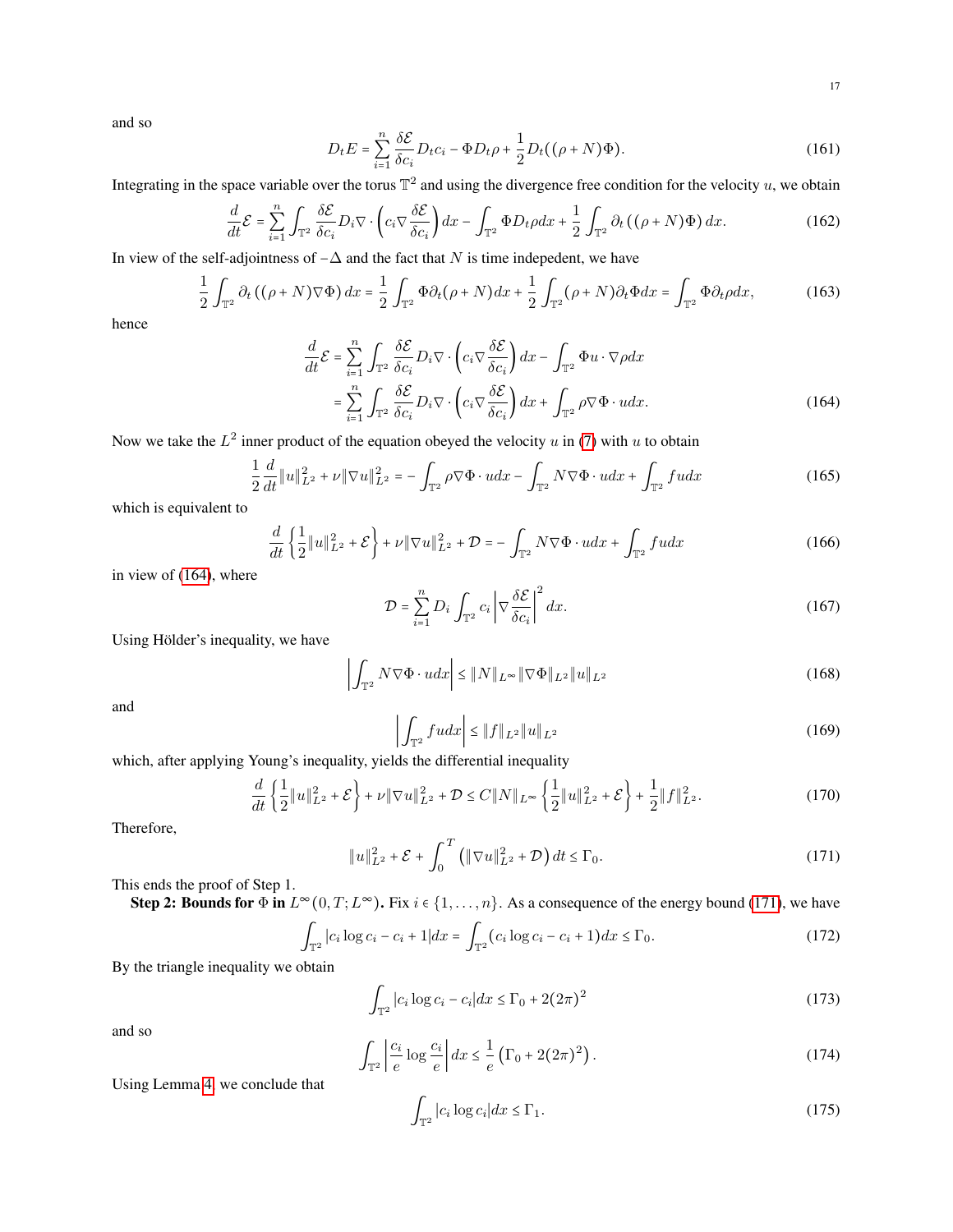and so

$$D_t E = \sum_{i=1}^n \frac{\delta \mathcal{E}}{\delta c_i} D_t c_i - \Phi D_t \rho + \frac{1}{2} D_t((\rho + N)\Phi). \tag{161}$$

Integrating in the space variable over the torus $\mathbb{T}^2$ and using the divergence free condition for the velocity $u$, we obtain

$$\frac{d}{dt}\mathcal{E} = \sum_{i=1}^n \int_{\mathbb{T}^2} \frac{\delta \mathcal{E}}{\delta c_i} D_i \nabla \cdot \left( c_i \nabla \frac{\delta \mathcal{E}}{\delta c_i}\right) dx - \int_{\mathbb{T}^2} \Phi D_t \rho dx + \frac{1}{2}\int_{\mathbb{T}^2} \partial_t\left((\rho + N)\Phi\right) dx. \tag{162}$$

In view of the self-adjointness of $-\Delta$ and the fact that $N$ is time indepedent, we have

$$\frac{1}{2}\int_{\mathbb{T}^2} \partial_t\left((\rho + N)\nabla \Phi\right) dx = \frac{1}{2}\int_{\mathbb{T}^2} \Phi \partial_t(\rho + N) dx + \frac{1}{2}\int_{\mathbb{T}^2}(\rho + N)\partial_t \Phi dx = \int_{\mathbb{T}^2} \Phi \partial_t \rho dx, \tag{163}$$

hence

$$\begin{aligned}
\frac{d}{dt}\mathcal{E} &= \sum_{i=1}^n \int_{\mathbb{T}^2} \frac{\delta \mathcal{E}}{\delta c_i} D_i \nabla \cdot \left( c_i \nabla \frac{\delta \mathcal{E}}{\delta c_i}\right) dx - \int_{\mathbb{T}^2} \Phi u \cdot \nabla \rho dx \\
&= \sum_{i=1}^n \int_{\mathbb{T}^2} \frac{\delta \mathcal{E}}{\delta c_i} D_i \nabla \cdot \left( c_i \nabla \frac{\delta \mathcal{E}}{\delta c_i}\right) dx + \int_{\mathbb{T}^2} \rho \nabla \Phi \cdot u dx.
\end{aligned} \tag{164}$$

Now we take the $L^2$ inner product of the equation obeyed the velocity $u$ in (7) with $u$ to obtain

$$\frac{1}{2}\frac{d}{dt}\|u\|_{L^2}^2 + \nu \|\nabla u\|_{L^2}^2 = -\int_{\mathbb{T}^2} \rho \nabla \Phi \cdot u dx - \int_{\mathbb{T}^2} N \nabla \Phi \cdot u dx + \int_{\mathbb{T}^2} f u dx \tag{165}$$

which is equivalent to

$$\frac{d}{dt}\left\{\frac{1}{2}\|u\|_{L^2}^2 + \mathcal{E}\right\} + \nu \|\nabla u\|_{L^2}^2 + \mathcal{D} = -\int_{\mathbb{T}^2} N \nabla \Phi \cdot u dx + \int_{\mathbb{T}^2} f u dx \tag{166}$$

in view of (164), where

$$\mathcal{D} = \sum_{i=1}^n D_i \int_{\mathbb{T}^2} c_i \left| \nabla \frac{\delta \mathcal{E}}{\delta c_i}\right|^2 dx. \tag{167}$$

Using Hölder's inequality, we have

$$\left| \int_{\mathbb{T}^2} N \nabla \Phi \cdot u dx \right| \le \|N\|_{L^\infty} \|\nabla \Phi\|_{L^2} \|u\|_{L^2} \tag{168}$$

and

$$\left| \int_{\mathbb{T}^2} f u dx \right| \le \|f\|_{L^2} \|u\|_{L^2} \tag{169}$$

which, after applying Young's inequality, yields the differential inequality

$$\frac{d}{dt}\left\{\frac{1}{2}\|u\|_{L^2}^2 + \mathcal{E}\right\} + \nu \|\nabla u\|_{L^2}^2 + \mathcal{D} \le C\|N\|_{L^\infty}\left\{\frac{1}{2}\|u\|_{L^2}^2 + \mathcal{E}\right\} + \frac{1}{2}\|f\|_{L^2}^2. \tag{170}$$

Therefore,

$$\|u\|_{L^2}^2 + \mathcal{E} + \int_0^T \left(\|\nabla u\|_{L^2}^2 + \mathcal{D}\right) dt \le \Gamma_0. \tag{171}$$

This ends the proof of Step 1.

**Step 2: Bounds for $\Phi$ in $L^\infty(0,T;L^\infty)$.** Fix $i \in \{1, \dots, n\}$. As a consequence of the energy bound (171), we have

$$\int_{\mathbb{T}^2} |c_i \log c_i - c_i + 1| dx = \int_{\mathbb{T}^2} (c_i \log c_i - c_i + 1) dx \le \Gamma_0. \tag{172}$$

By the triangle inequality we obtain

$$\int_{\mathbb{T}^2} |c_i \log c_i - c_i| dx \le \Gamma_0 + 2(2\pi)^2 \tag{173}$$

and so

$$\int_{\mathbb{T}^2} \left|\frac{c_i}{e} \log \frac{c_i}{e}\right| dx \le \frac{1}{e}\left(\Gamma_0 + 2(2\pi)^2\right). \tag{174}$$

Using Lemma 4, we conclude that

$$\int_{\mathbb{T}^2} |c_i \log c_i| dx \le \Gamma_1. \tag{175}$$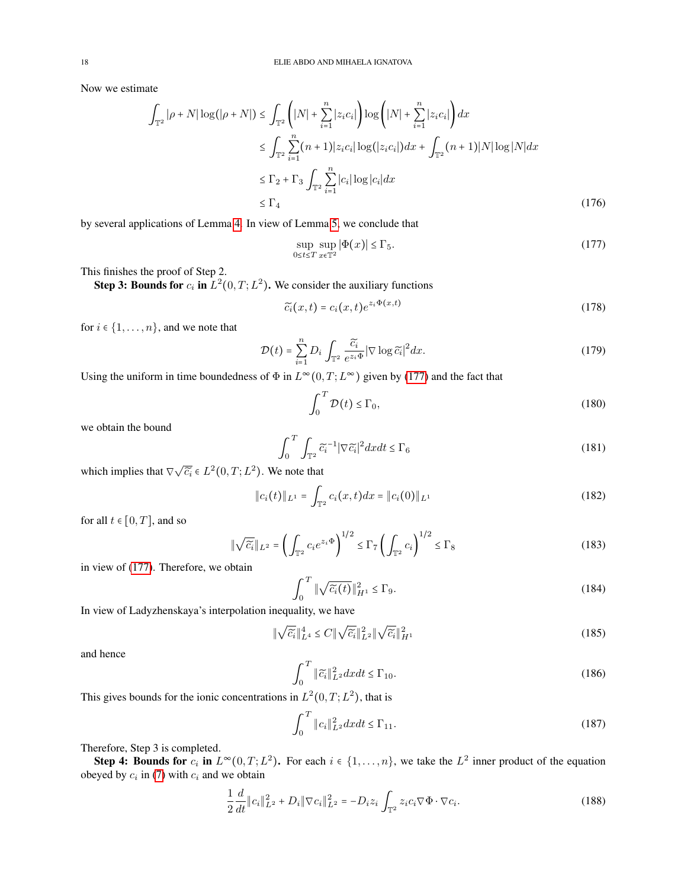Now we estimate

$$
\begin{aligned}
\int_{\mathbb{T}^2} |\rho + N| \log(|\rho + N|) &\le \int_{\mathbb{T}^2} \left( |N| + \sum_{i=1}^n |z_i c_i| \right) \log \left( |N| + \sum_{i=1}^n |z_i c_i| \right) dx \\
&\le \int_{\mathbb{T}^2} \sum_{i=1}^n (n+1) |z_i c_i| \log(|z_i c_i|) dx + \int_{\mathbb{T}^2} (n+1) |N| \log |N| dx \\
&\le \Gamma_2 + \Gamma_3 \int_{\mathbb{T}^2} \sum_{i=1}^n |c_i| \log |c_i| dx \\
&\le \Gamma_4
\end{aligned} \tag{176}
$$

by several applications of Lemma 4. In view of Lemma 5, we conclude that

$$
\sup_{0 \le t \le T} \sup_{x \in \mathbb{T}^2} |\Phi(x)| \le \Gamma_5. \tag{177}
$$

This finishes the proof of Step 2.

**Step 3: Bounds for $c_i$ in $L^2(0,T;L^2)$.** We consider the auxiliary functions

$$
\widetilde{c_i}(x,t) = c_i(x,t) e^{z_i \Phi(x,t)} \tag{178}
$$

for $i \in \{1, \dots, n\}$, and we note that

$$
\mathcal{D}(t) = \sum_{i=1}^n D_i \int_{\mathbb{T}^2} \frac{\widetilde{c_i}}{e^{z_i \Phi}} |\nabla \log \widetilde{c_i}|^2 dx. \tag{179}
$$

Using the uniform in time boundedness of $\Phi$ in $L^\infty(0,T;L^\infty)$ given by (177) and the fact that

$$
\int_0^T \mathcal{D}(t) \le \Gamma_0, \tag{180}
$$

we obtain the bound

$$
\int_0^T \int_{\mathbb{T}^2} \widetilde{c_i}^{-1} |\nabla \widetilde{c_i}|^2 dx dt \le \Gamma_6 \tag{181}
$$

which implies that $\nabla \sqrt{\widetilde{c_i}} \in L^2(0,T;L^2)$. We note that

$$
\|c_i(t)\|_{L^1} = \int_{\mathbb{T}^2} c_i(x,t) dx = \|c_i(0)\|_{L^1} \tag{182}
$$

for all $t \in [0,T]$, and so

$$
\|\sqrt{\widetilde{c_i}}\|_{L^2} = \left( \int_{\mathbb{T}^2} c_i e^{z_i \Phi} \right)^{1/2} \le \Gamma_7 \left( \int_{\mathbb{T}^2} c_i \right)^{1/2} \le \Gamma_8 \tag{183}
$$

in view of (177). Therefore, we obtain

$$
\int_0^T \|\sqrt{\widetilde{c_i}(t)}\|_{H^1}^2 \le \Gamma_9. \tag{184}
$$

In view of Ladyzhenskaya's interpolation inequality, we have

$$
\|\sqrt{\widetilde{c_i}}\|_{L^4}^4 \le C \|\sqrt{\widetilde{c_i}}\|_{L^2}^2 \|\sqrt{\widetilde{c_i}}\|_{H^1}^2 \tag{185}
$$

and hence

$$
\int_0^T \|\widetilde{c_i}\|_{L^2}^2 dx dt \le \Gamma_{10}. \tag{186}
$$

This gives bounds for the ionic concentrations in $L^2(0,T;L^2)$, that is

$$
\int_0^T \|c_i\|_{L^2}^2 dx dt \le \Gamma_{11}. \tag{187}
$$

Therefore, Step 3 is completed.

**Step 4: Bounds for $c_i$ in $L^\infty(0,T;L^2)$.** For each $i \in \{1, \dots, n\}$, we take the $L^2$ inner product of the equation obeyed by $c_i$ in (7) with $c_i$ and we obtain

$$
\frac{1}{2} \frac{d}{dt} \|c_i\|_{L^2}^2 + D_i \|\nabla c_i\|_{L^2}^2 = -D_i z_i \int_{\mathbb{T}^2} z_i c_i \nabla \Phi \cdot \nabla c_i. \tag{188}
$$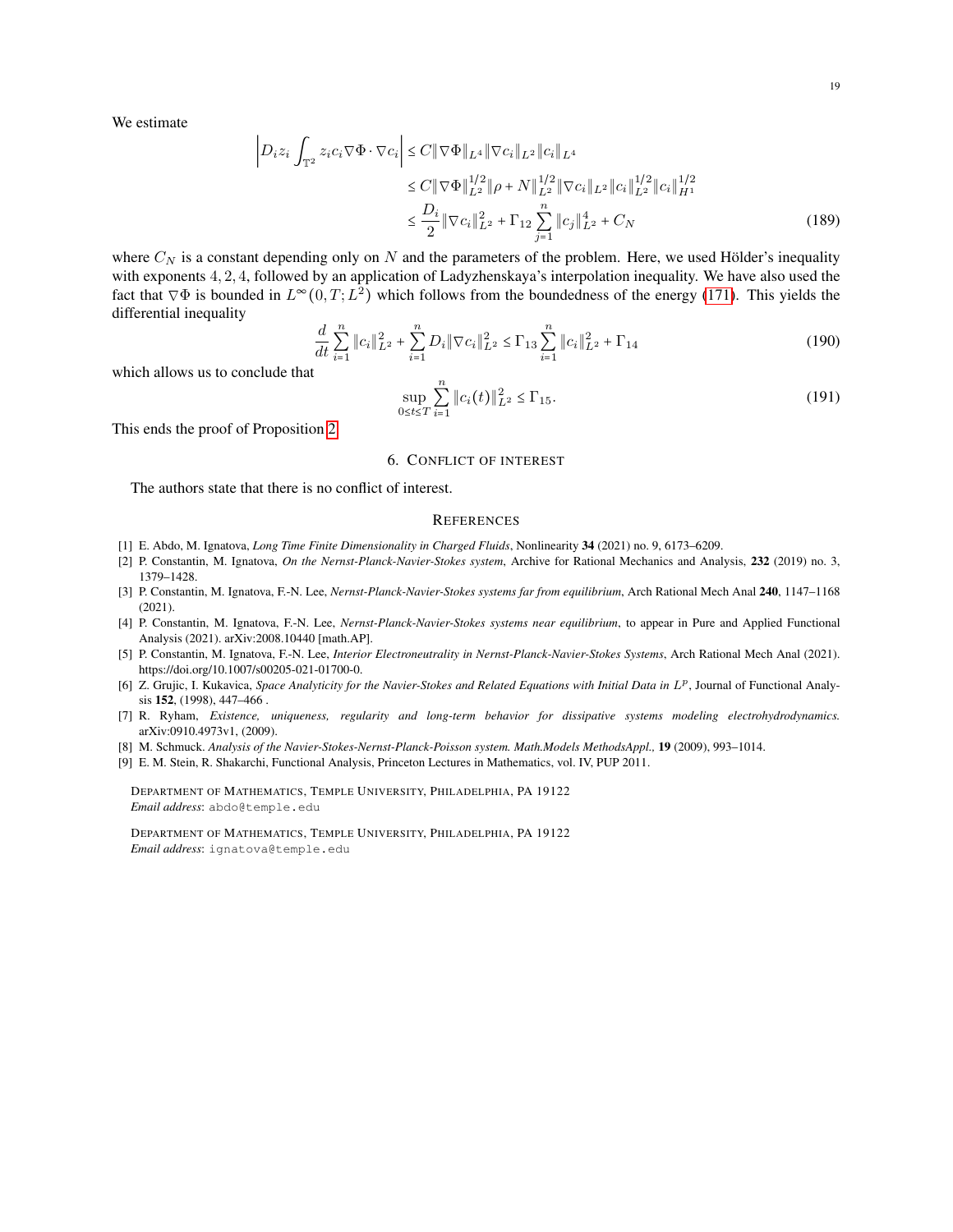We estimate

$$
\begin{aligned}
\left| D_i z_i \int_{\mathbb{T}^2} z_i c_i \nabla \Phi \cdot \nabla c_i \right| &\le C \|\nabla \Phi\|_{L^4} \|\nabla c_i\|_{L^2} \|c_i\|_{L^4} \\
&\le C \|\nabla \Phi\|_{L^2}^{1/2} \|\rho + N\|_{L^2}^{1/2} \|\nabla c_i\|_{L^2} \|c_i\|_{L^2}^{1/2} \|c_i\|_{H^1}^{1/2} \\
&\le \frac{D_i}{2} \|\nabla c_i\|_{L^2}^2 + \Gamma_{12} \sum_{j=1}^n \|c_j\|_{L^2}^4 + C_N
\end{aligned}
\tag{189}
$$

where $C_N$ is a constant depending only on $N$ and the parameters of the problem. Here, we used Hölder's inequality with exponents $4, 2, 4$, followed by an application of Ladyzhenskaya's interpolation inequality. We have also used the fact that $\nabla \Phi$ is bounded in $L^\infty(0, T; L^2)$ which follows from the boundedness of the energy (171). This yields the differential inequality

$$
\frac{d}{dt} \sum_{i=1}^n \|c_i\|_{L^2}^2 + \sum_{i=1}^n D_i \|\nabla c_i\|_{L^2}^2 \le \Gamma_{13} \sum_{i=1}^n \|c_i\|_{L^2}^2 + \Gamma_{14}
\tag{190}
$$

which allows us to conclude that

$$
\sup_{0 \le t \le T} \sum_{i=1}^n \|c_i(t)\|_{L^2}^2 \le \Gamma_{15}.
\tag{191}
$$

This ends the proof of Proposition 2.

## 6. Conflict of interest

The authors state that there is no conflict of interest.

## References

[1] E. Abdo, M. Ignatova, *Long Time Finite Dimensionality in Charged Fluids*, Nonlinearity **34** (2021) no. 9, 6173–6209.

[2] P. Constantin, M. Ignatova, *On the Nernst-Planck-Navier-Stokes system*, Archive for Rational Mechanics and Analysis, **232** (2019) no. 3, 1379–1428.

[3] P. Constantin, M. Ignatova, F.-N. Lee, *Nernst-Planck-Navier-Stokes systems far from equilibrium*, Arch Rational Mech Anal **240**, 1147–1168 (2021).

[4] P. Constantin, M. Ignatova, F.-N. Lee, *Nernst-Planck-Navier-Stokes systems near equilibrium*, to appear in Pure and Applied Functional Analysis (2021). arXiv:2008.10440 [math.AP].

[5] P. Constantin, M. Ignatova, F.-N. Lee, *Interior Electroneutrality in Nernst-Planck-Navier-Stokes Systems*, Arch Rational Mech Anal (2021). https://doi.org/10.1007/s00205-021-01700-0.

[6] Z. Grujic, I. Kukavica, *Space Analyticity for the Navier-Stokes and Related Equations with Initial Data in $L^p$*, Journal of Functional Analysis **152**, (1998), 447–466 .

[7] R. Ryham, *Existence, uniqueness, regularity and long-term behavior for dissipative systems modeling electrohydrodynamics.* arXiv:0910.4973v1, (2009).

[8] M. Schmuck. *Analysis of the Navier-Stokes-Nernst-Planck-Poisson system. Math.Models MethodsAppl.,* **19** (2009), 993–1014.

[9] E. M. Stein, R. Shakarchi, Functional Analysis, Princeton Lectures in Mathematics, vol. IV, PUP 2011.

Department of Mathematics, Temple University, Philadelphia, PA 19122
*Email address*: abdo@temple.edu

Department of Mathematics, Temple University, Philadelphia, PA 19122
*Email address*: ignatova@temple.edu